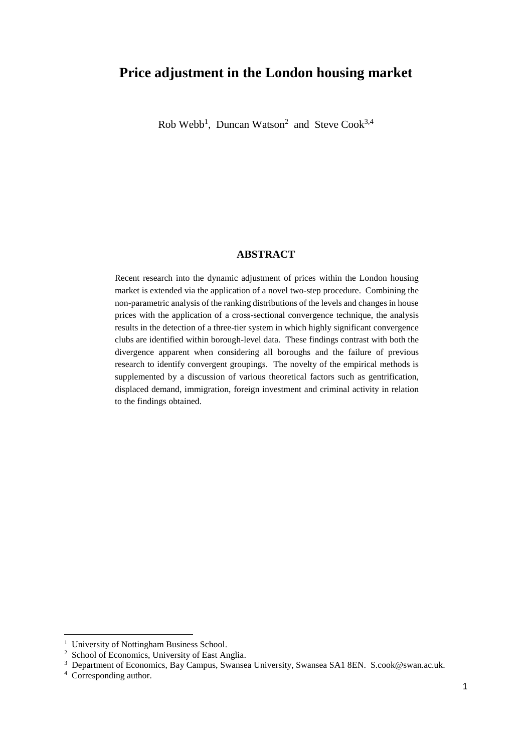# Price adjustment in the London housing market

Rob Webb[1], Duncan Watson[2] and Steve Cook[3,4]

## ABSTRACT

Recent research into the dynamic adjustment of prices within the London housing market is extended via the application of a novel two-step procedure. Combining the non-parametric analysis of the ranking distributions of the levels and changes in house prices with the application of a cross-sectional convergence technique, the analysis results in the detection of a three-tier system in which highly significant convergence clubs are identified within borough-level data. These findings contrast with both the divergence apparent when considering all boroughs and the failure of previous research to identify convergent groupings. The novelty of the empirical methods is supplemented by a discussion of various theoretical factors such as gentrification, displaced demand, immigration, foreign investment and criminal activity in relation to the findings obtained.

---

[1] University of Nottingham Business School.

[2] School of Economics, University of East Anglia.

[3] Department of Economics, Bay Campus, Swansea University, Swansea SA1 8EN. S.cook@swan.ac.uk.

[4] Corresponding author.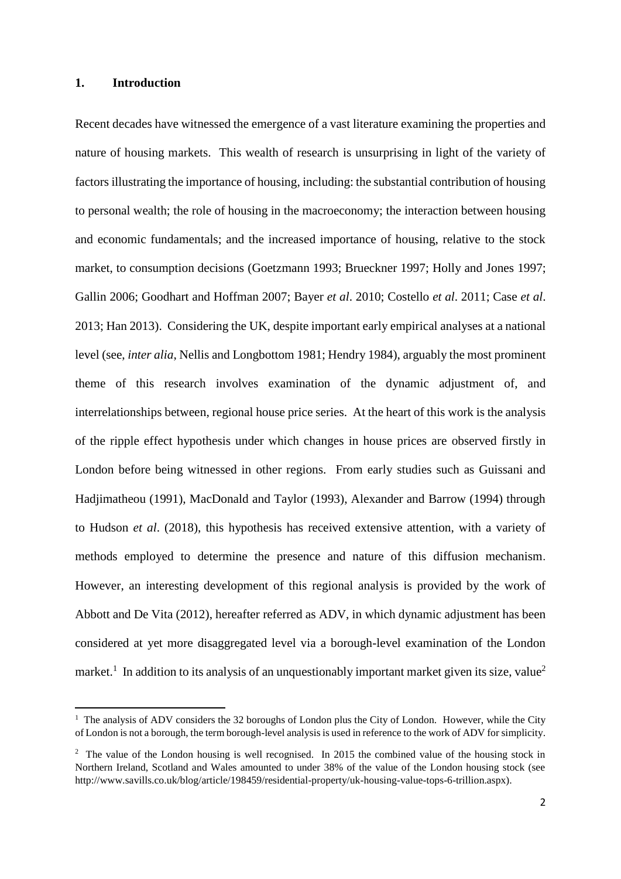## 1. Introduction

Recent decades have witnessed the emergence of a vast literature examining the properties and nature of housing markets. This wealth of research is unsurprising in light of the variety of factors illustrating the importance of housing, including: the substantial contribution of housing to personal wealth; the role of housing in the macroeconomy; the interaction between housing and economic fundamentals; and the increased importance of housing, relative to the stock market, to consumption decisions (Goetzmann 1993; Brueckner 1997; Holly and Jones 1997; Gallin 2006; Goodhart and Hoffman 2007; Bayer *et al*. 2010; Costello *et al*. 2011; Case *et al*. 2013; Han 2013). Considering the UK, despite important early empirical analyses at a national level (see, *inter alia*, Nellis and Longbottom 1981; Hendry 1984), arguably the most prominent theme of this research involves examination of the dynamic adjustment of, and interrelationships between, regional house price series. At the heart of this work is the analysis of the ripple effect hypothesis under which changes in house prices are observed firstly in London before being witnessed in other regions. From early studies such as Guissani and Hadjimatheou (1991), MacDonald and Taylor (1993), Alexander and Barrow (1994) through to Hudson *et al*. (2018), this hypothesis has received extensive attention, with a variety of methods employed to determine the presence and nature of this diffusion mechanism. However, an interesting development of this regional analysis is provided by the work of Abbott and De Vita (2012), hereafter referred as ADV, in which dynamic adjustment has been considered at yet more disaggregated level via a borough-level examination of the London market.[1] In addition to its analysis of an unquestionably important market given its size, value[2]

[1] The analysis of ADV considers the 32 boroughs of London plus the City of London. However, while the City of London is not a borough, the term borough-level analysis is used in reference to the work of ADV for simplicity.

[2] The value of the London housing is well recognised. In 2015 the combined value of the housing stock in Northern Ireland, Scotland and Wales amounted to under 38% of the value of the London housing stock (see http://www.savills.co.uk/blog/article/198459/residential-property/uk-housing-value-tops-6-trillion.aspx).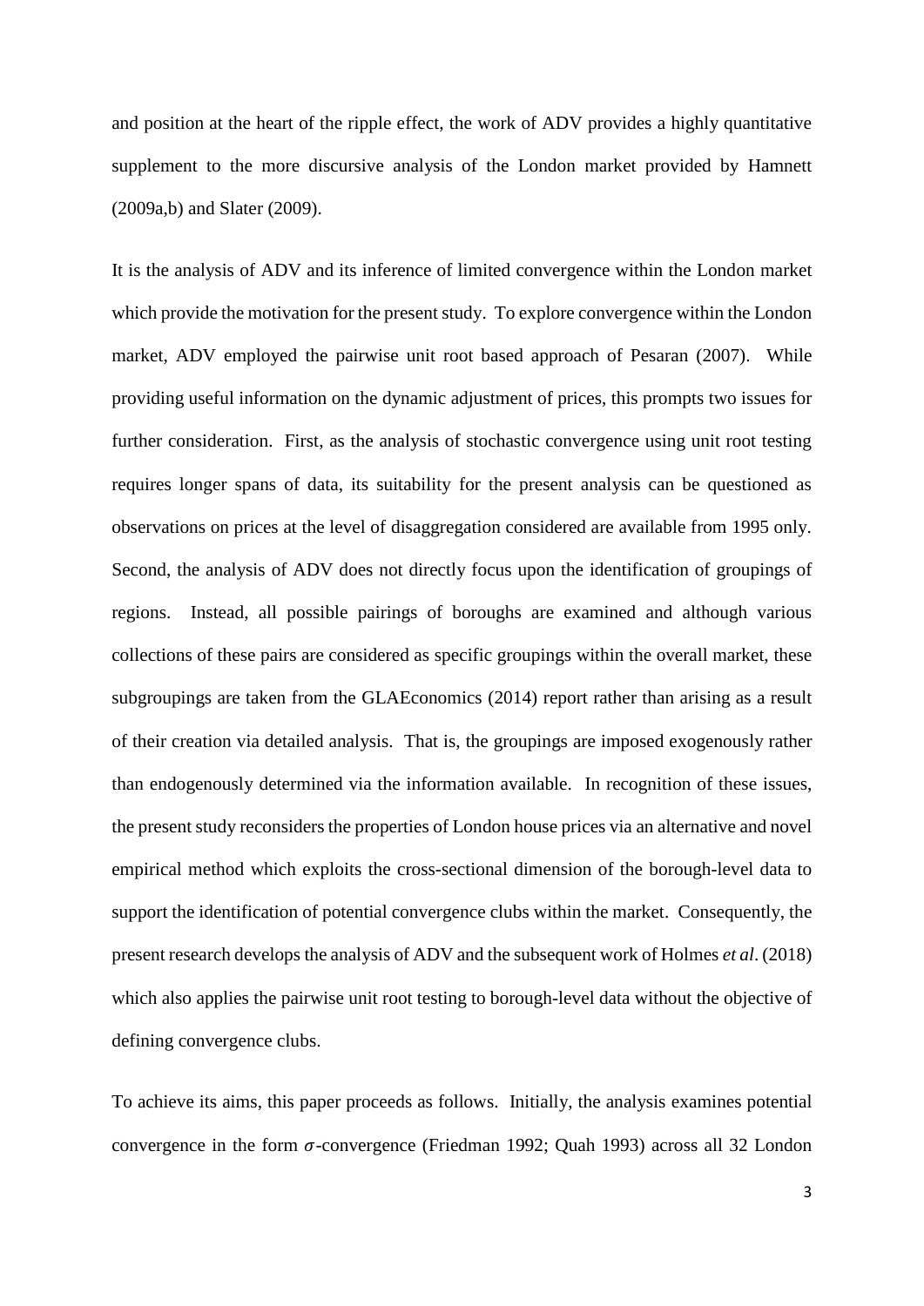and position at the heart of the ripple effect, the work of ADV provides a highly quantitative supplement to the more discursive analysis of the London market provided by Hamnett (2009a,b) and Slater (2009).

It is the analysis of ADV and its inference of limited convergence within the London market which provide the motivation for the present study. To explore convergence within the London market, ADV employed the pairwise unit root based approach of Pesaran (2007). While providing useful information on the dynamic adjustment of prices, this prompts two issues for further consideration. First, as the analysis of stochastic convergence using unit root testing requires longer spans of data, its suitability for the present analysis can be questioned as observations on prices at the level of disaggregation considered are available from 1995 only. Second, the analysis of ADV does not directly focus upon the identification of groupings of regions. Instead, all possible pairings of boroughs are examined and although various collections of these pairs are considered as specific groupings within the overall market, these subgroupings are taken from the GLAEconomics (2014) report rather than arising as a result of their creation via detailed analysis. That is, the groupings are imposed exogenously rather than endogenously determined via the information available. In recognition of these issues, the present study reconsiders the properties of London house prices via an alternative and novel empirical method which exploits the cross-sectional dimension of the borough-level data to support the identification of potential convergence clubs within the market. Consequently, the present research develops the analysis of ADV and the subsequent work of Holmes *et al*. (2018) which also applies the pairwise unit root testing to borough-level data without the objective of defining convergence clubs.

To achieve its aims, this paper proceeds as follows. Initially, the analysis examines potential convergence in the form $\sigma$-convergence (Friedman 1992; Quah 1993) across all 32 London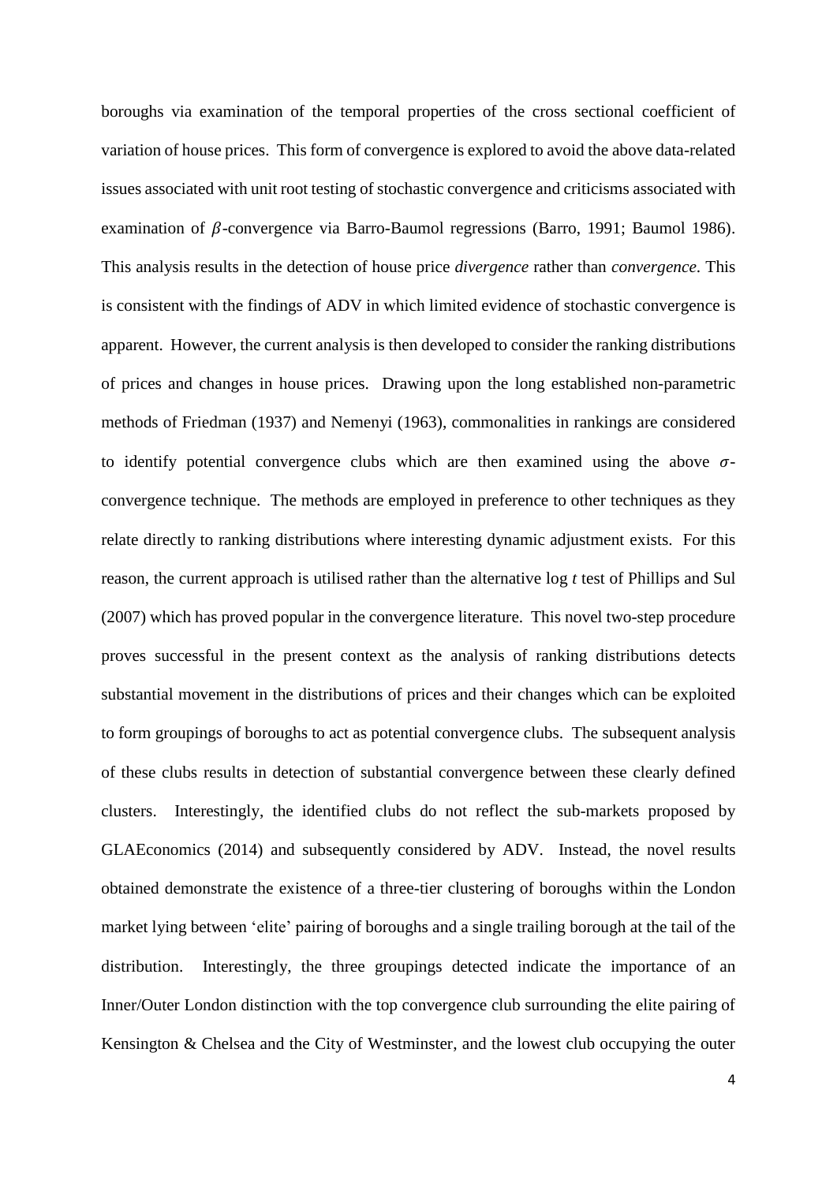boroughs via examination of the temporal properties of the cross sectional coefficient of variation of house prices. This form of convergence is explored to avoid the above data-related issues associated with unit root testing of stochastic convergence and criticisms associated with examination of $\beta$-convergence via Barro-Baumol regressions (Barro, 1991; Baumol 1986). This analysis results in the detection of house price *divergence* rather than *convergence*. This is consistent with the findings of ADV in which limited evidence of stochastic convergence is apparent. However, the current analysis is then developed to consider the ranking distributions of prices and changes in house prices. Drawing upon the long established non-parametric methods of Friedman (1937) and Nemenyi (1963), commonalities in rankings are considered to identify potential convergence clubs which are then examined using the above $\sigma$-convergence technique. The methods are employed in preference to other techniques as they relate directly to ranking distributions where interesting dynamic adjustment exists. For this reason, the current approach is utilised rather than the alternative log *t* test of Phillips and Sul (2007) which has proved popular in the convergence literature. This novel two-step procedure proves successful in the present context as the analysis of ranking distributions detects substantial movement in the distributions of prices and their changes which can be exploited to form groupings of boroughs to act as potential convergence clubs. The subsequent analysis of these clubs results in detection of substantial convergence between these clearly defined clusters. Interestingly, the identified clubs do not reflect the sub-markets proposed by GLAEconomics (2014) and subsequently considered by ADV. Instead, the novel results obtained demonstrate the existence of a three-tier clustering of boroughs within the London market lying between 'elite' pairing of boroughs and a single trailing borough at the tail of the distribution. Interestingly, the three groupings detected indicate the importance of an Inner/Outer London distinction with the top convergence club surrounding the elite pairing of Kensington & Chelsea and the City of Westminster, and the lowest club occupying the outer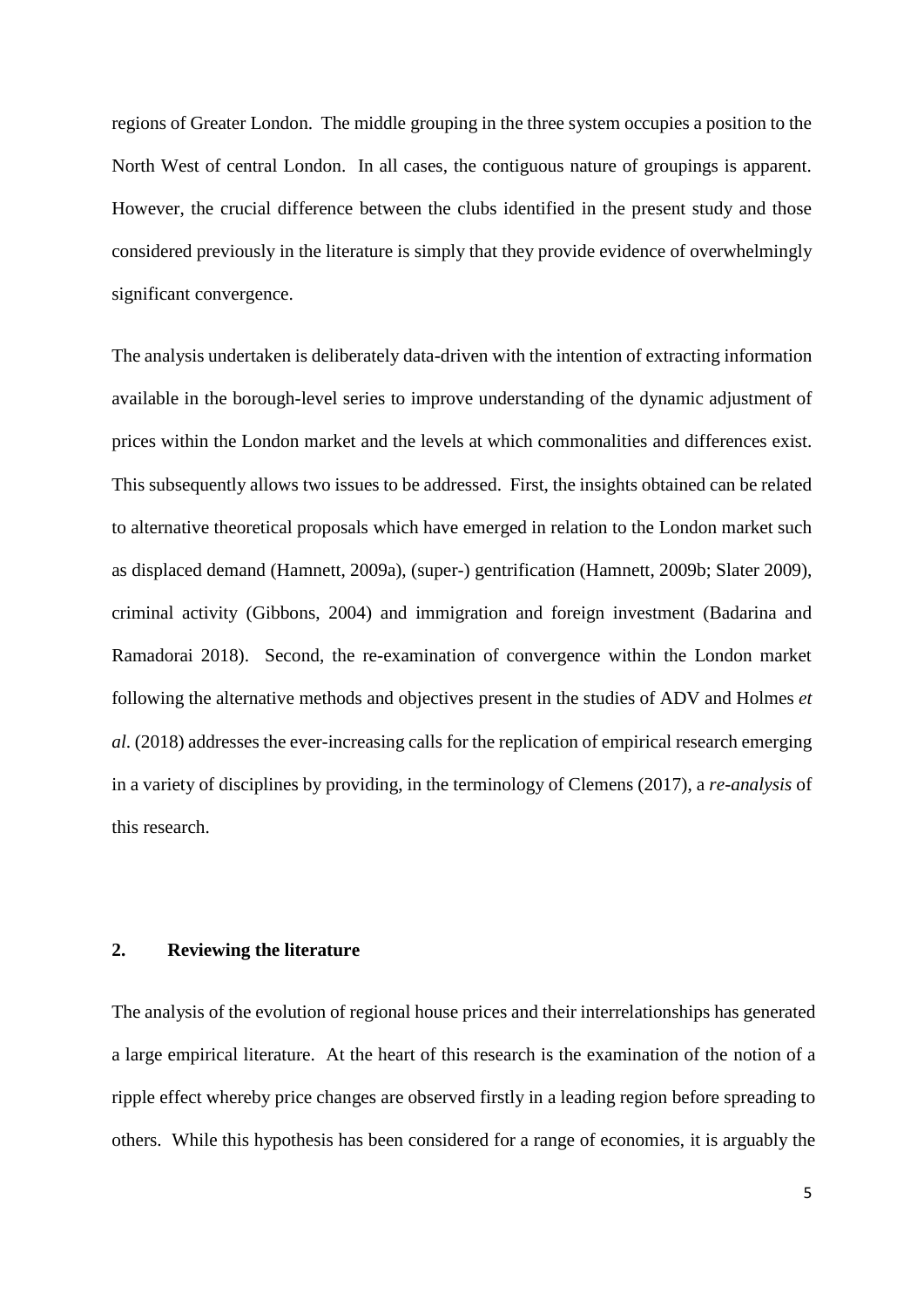regions of Greater London. The middle grouping in the three system occupies a position to the North West of central London. In all cases, the contiguous nature of groupings is apparent. However, the crucial difference between the clubs identified in the present study and those considered previously in the literature is simply that they provide evidence of overwhelmingly significant convergence.

The analysis undertaken is deliberately data-driven with the intention of extracting information available in the borough-level series to improve understanding of the dynamic adjustment of prices within the London market and the levels at which commonalities and differences exist. This subsequently allows two issues to be addressed. First, the insights obtained can be related to alternative theoretical proposals which have emerged in relation to the London market such as displaced demand (Hamnett, 2009a), (super-) gentrification (Hamnett, 2009b; Slater 2009), criminal activity (Gibbons, 2004) and immigration and foreign investment (Badarina and Ramadorai 2018). Second, the re-examination of convergence within the London market following the alternative methods and objectives present in the studies of ADV and Holmes *et al*. (2018) addresses the ever-increasing calls for the replication of empirical research emerging in a variety of disciplines by providing, in the terminology of Clemens (2017), a *re-analysis* of this research.

## 2. Reviewing the literature

The analysis of the evolution of regional house prices and their interrelationships has generated a large empirical literature. At the heart of this research is the examination of the notion of a ripple effect whereby price changes are observed firstly in a leading region before spreading to others. While this hypothesis has been considered for a range of economies, it is arguably the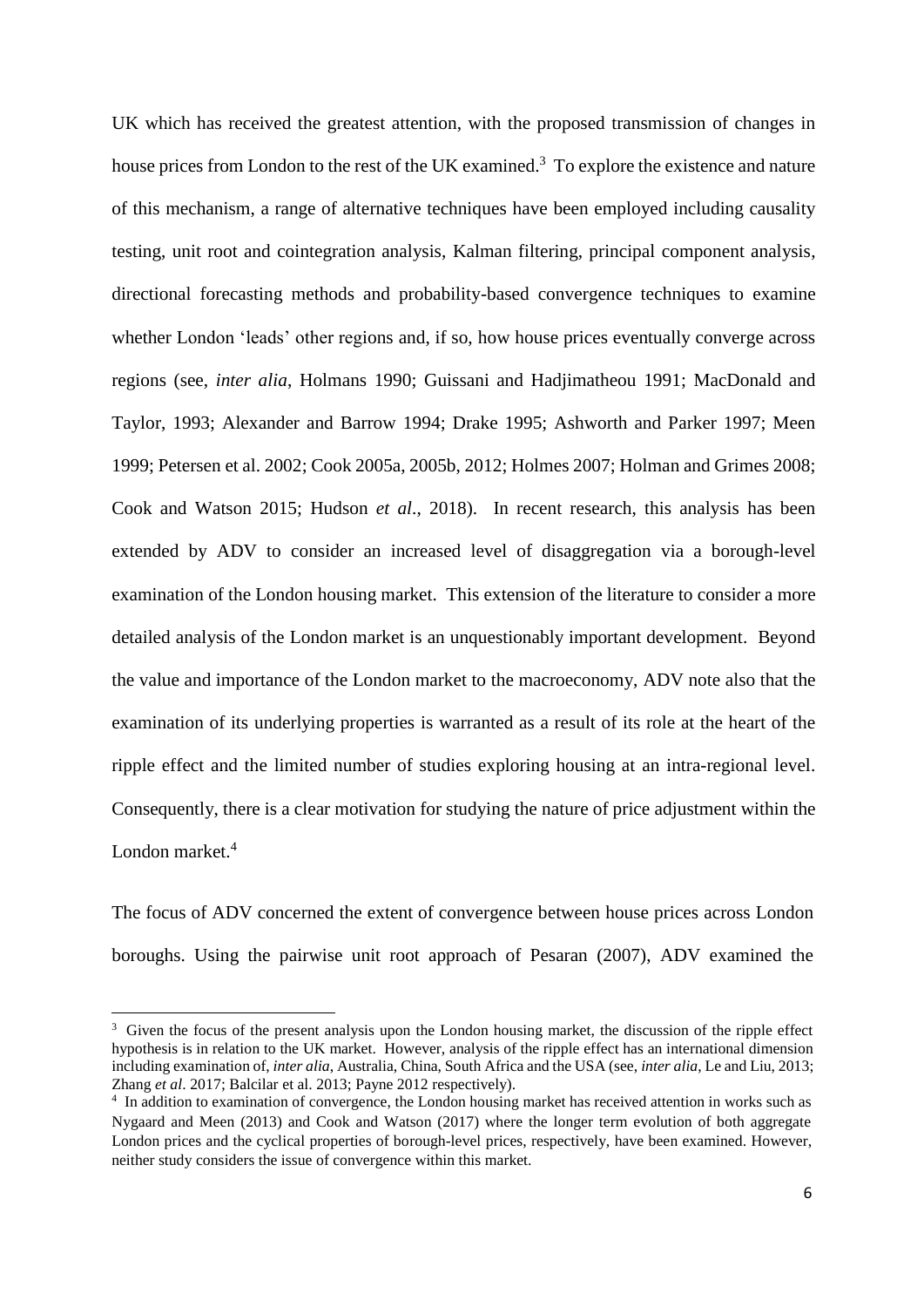UK which has received the greatest attention, with the proposed transmission of changes in house prices from London to the rest of the UK examined.[3] To explore the existence and nature of this mechanism, a range of alternative techniques have been employed including causality testing, unit root and cointegration analysis, Kalman filtering, principal component analysis, directional forecasting methods and probability-based convergence techniques to examine whether London 'leads' other regions and, if so, how house prices eventually converge across regions (see, *inter alia*, Holmans 1990; Guissani and Hadjimatheou 1991; MacDonald and Taylor, 1993; Alexander and Barrow 1994; Drake 1995; Ashworth and Parker 1997; Meen 1999; Petersen et al. 2002; Cook 2005a, 2005b, 2012; Holmes 2007; Holman and Grimes 2008; Cook and Watson 2015; Hudson *et al*., 2018). In recent research, this analysis has been extended by ADV to consider an increased level of disaggregation via a borough-level examination of the London housing market. This extension of the literature to consider a more detailed analysis of the London market is an unquestionably important development. Beyond the value and importance of the London market to the macroeconomy, ADV note also that the examination of its underlying properties is warranted as a result of its role at the heart of the ripple effect and the limited number of studies exploring housing at an intra-regional level. Consequently, there is a clear motivation for studying the nature of price adjustment within the London market.[4]

The focus of ADV concerned the extent of convergence between house prices across London boroughs. Using the pairwise unit root approach of Pesaran (2007), ADV examined the

[3] Given the focus of the present analysis upon the London housing market, the discussion of the ripple effect hypothesis is in relation to the UK market. However, analysis of the ripple effect has an international dimension including examination of, *inter alia*, Australia, China, South Africa and the USA (see, *inter alia*, Le and Liu, 2013; Zhang *et al*. 2017; Balcilar et al. 2013; Payne 2012 respectively).

[4] In addition to examination of convergence, the London housing market has received attention in works such as Nygaard and Meen (2013) and Cook and Watson (2017) where the longer term evolution of both aggregate London prices and the cyclical properties of borough-level prices, respectively, have been examined. However, neither study considers the issue of convergence within this market.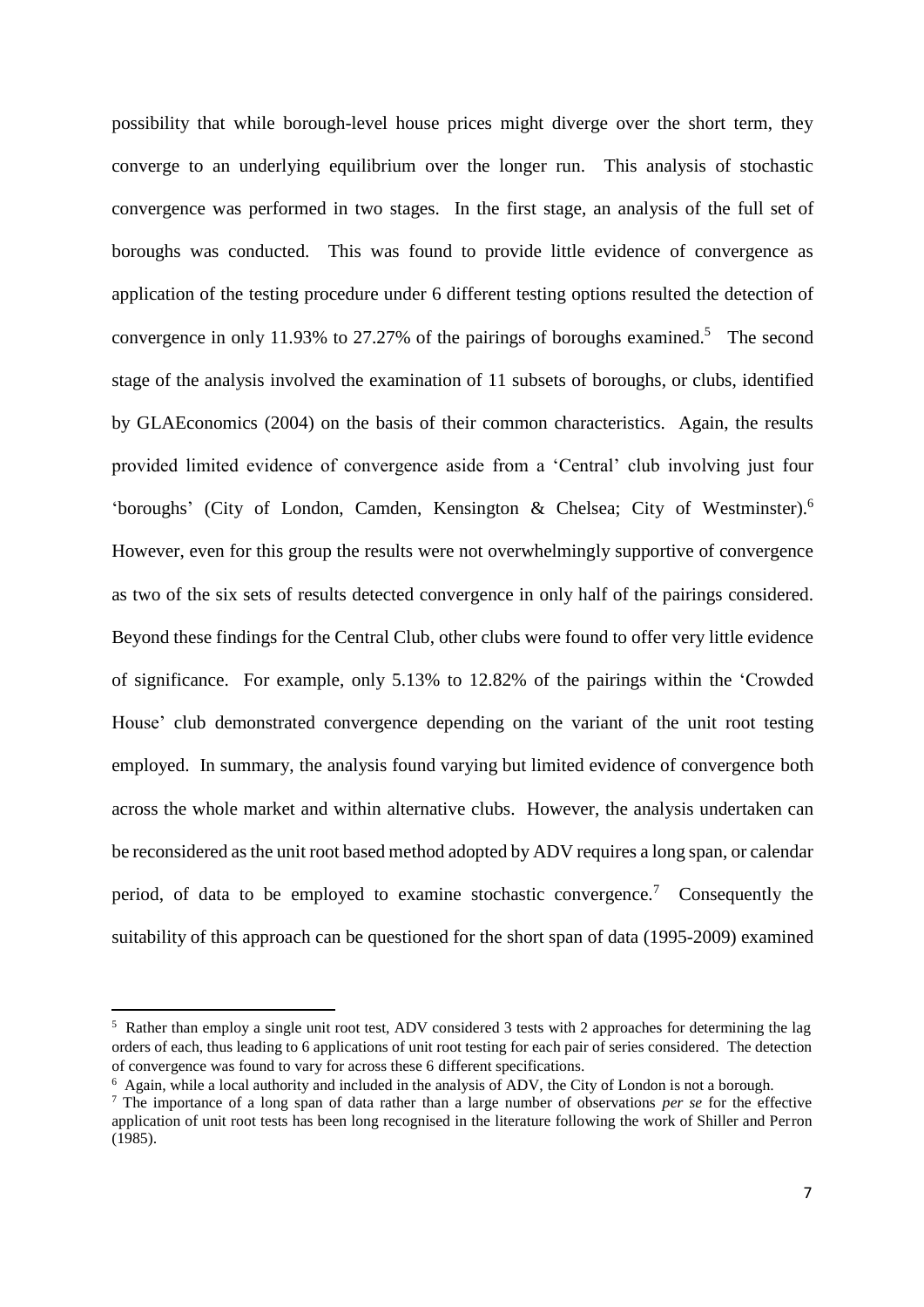possibility that while borough-level house prices might diverge over the short term, they converge to an underlying equilibrium over the longer run. This analysis of stochastic convergence was performed in two stages. In the first stage, an analysis of the full set of boroughs was conducted. This was found to provide little evidence of convergence as application of the testing procedure under 6 different testing options resulted the detection of convergence in only 11.93% to 27.27% of the pairings of boroughs examined.[5] The second stage of the analysis involved the examination of 11 subsets of boroughs, or clubs, identified by GLAEconomics (2004) on the basis of their common characteristics. Again, the results provided limited evidence of convergence aside from a 'Central' club involving just four 'boroughs' (City of London, Camden, Kensington & Chelsea; City of Westminster).[6] However, even for this group the results were not overwhelmingly supportive of convergence as two of the six sets of results detected convergence in only half of the pairings considered. Beyond these findings for the Central Club, other clubs were found to offer very little evidence of significance. For example, only 5.13% to 12.82% of the pairings within the 'Crowded House' club demonstrated convergence depending on the variant of the unit root testing employed. In summary, the analysis found varying but limited evidence of convergence both across the whole market and within alternative clubs. However, the analysis undertaken can be reconsidered as the unit root based method adopted by ADV requires a long span, or calendar period, of data to be employed to examine stochastic convergence.[7] Consequently the suitability of this approach can be questioned for the short span of data (1995-2009) examined

---

[5] Rather than employ a single unit root test, ADV considered 3 tests with 2 approaches for determining the lag orders of each, thus leading to 6 applications of unit root testing for each pair of series considered. The detection of convergence was found to vary for across these 6 different specifications.

[6] Again, while a local authority and included in the analysis of ADV, the City of London is not a borough.

[7] The importance of a long span of data rather than a large number of observations *per se* for the effective application of unit root tests has been long recognised in the literature following the work of Shiller and Perron (1985).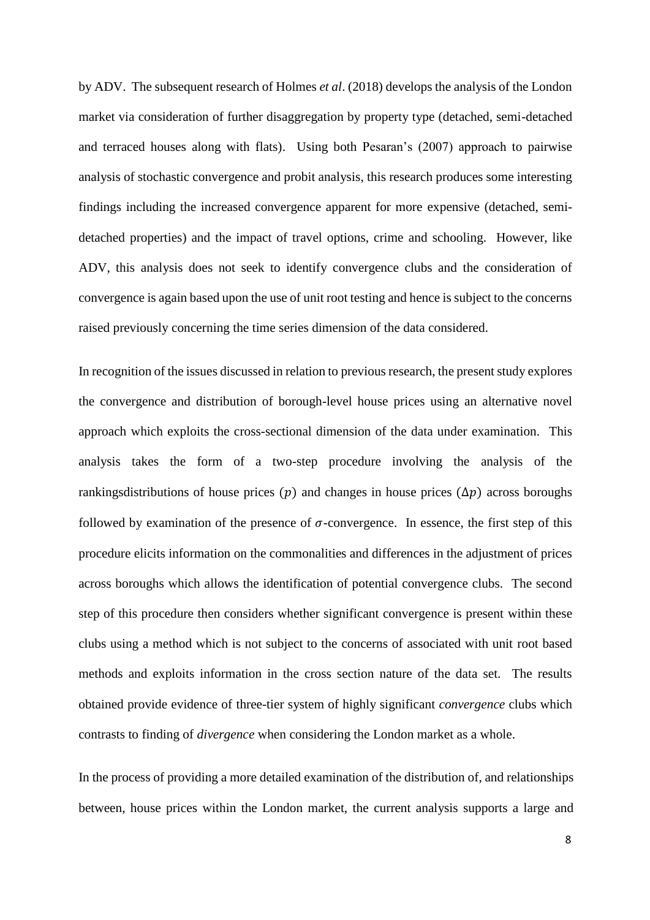by ADV. The subsequent research of Holmes *et al*. (2018) develops the analysis of the London market via consideration of further disaggregation by property type (detached, semi-detached and terraced houses along with flats). Using both Pesaran's (2007) approach to pairwise analysis of stochastic convergence and probit analysis, this research produces some interesting findings including the increased convergence apparent for more expensive (detached, semi-detached properties) and the impact of travel options, crime and schooling. However, like ADV, this analysis does not seek to identify convergence clubs and the consideration of convergence is again based upon the use of unit root testing and hence is subject to the concerns raised previously concerning the time series dimension of the data considered.

In recognition of the issues discussed in relation to previous research, the present study explores the convergence and distribution of borough-level house prices using an alternative novel approach which exploits the cross-sectional dimension of the data under examination. This analysis takes the form of a two-step procedure involving the analysis of the rankingsdistributions of house prices ($p$) and changes in house prices ($\Delta p$) across boroughs followed by examination of the presence of $\sigma$-convergence. In essence, the first step of this procedure elicits information on the commonalities and differences in the adjustment of prices across boroughs which allows the identification of potential convergence clubs. The second step of this procedure then considers whether significant convergence is present within these clubs using a method which is not subject to the concerns of associated with unit root based methods and exploits information in the cross section nature of the data set. The results obtained provide evidence of three-tier system of highly significant *convergence* clubs which contrasts to finding of *divergence* when considering the London market as a whole.

In the process of providing a more detailed examination of the distribution of, and relationships between, house prices within the London market, the current analysis supports a large and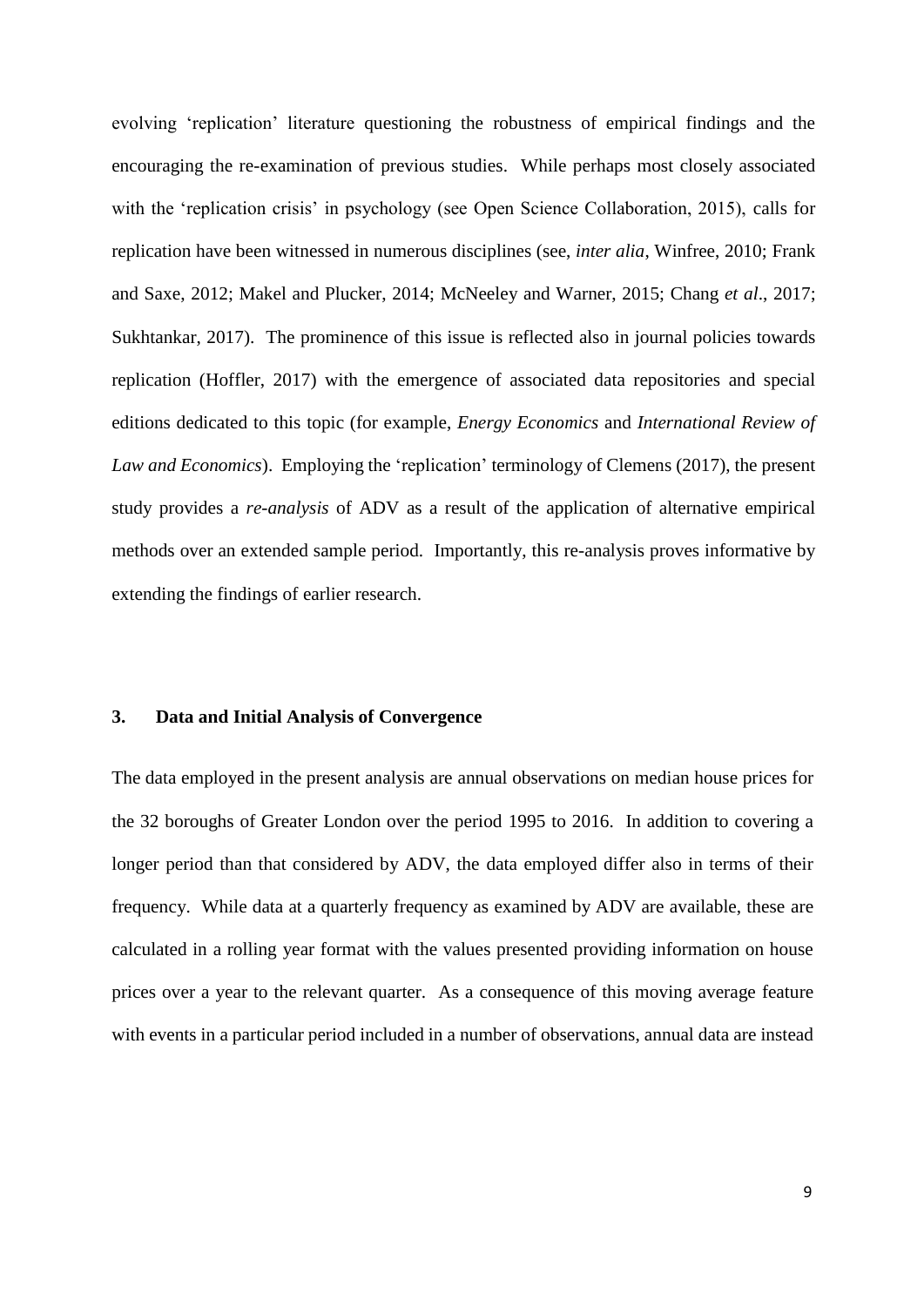evolving 'replication' literature questioning the robustness of empirical findings and the encouraging the re-examination of previous studies. While perhaps most closely associated with the 'replication crisis' in psychology (see Open Science Collaboration, 2015), calls for replication have been witnessed in numerous disciplines (see, *inter alia*, Winfree, 2010; Frank and Saxe, 2012; Makel and Plucker, 2014; McNeeley and Warner, 2015; Chang *et al*., 2017; Sukhtankar, 2017). The prominence of this issue is reflected also in journal policies towards replication (Hoffler, 2017) with the emergence of associated data repositories and special editions dedicated to this topic (for example, *Energy Economics* and *International Review of Law and Economics*). Employing the 'replication' terminology of Clemens (2017), the present study provides a *re-analysis* of ADV as a result of the application of alternative empirical methods over an extended sample period. Importantly, this re-analysis proves informative by extending the findings of earlier research.

## 3. Data and Initial Analysis of Convergence

The data employed in the present analysis are annual observations on median house prices for the 32 boroughs of Greater London over the period 1995 to 2016. In addition to covering a longer period than that considered by ADV, the data employed differ also in terms of their frequency. While data at a quarterly frequency as examined by ADV are available, these are calculated in a rolling year format with the values presented providing information on house prices over a year to the relevant quarter. As a consequence of this moving average feature with events in a particular period included in a number of observations, annual data are instead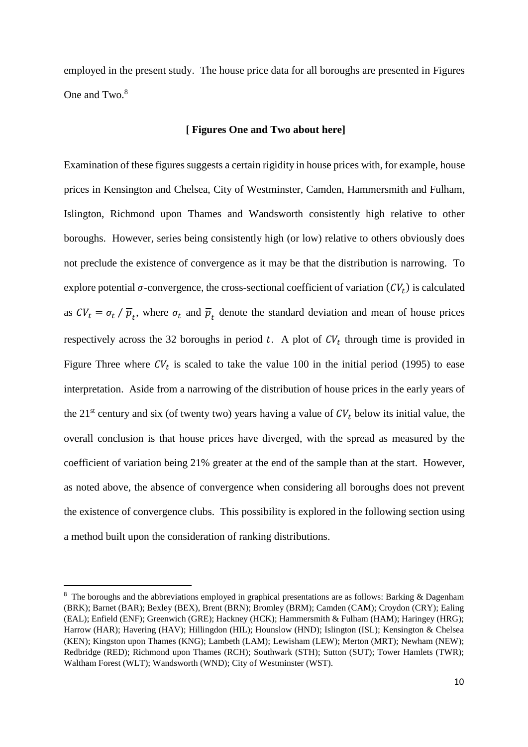employed in the present study. The house price data for all boroughs are presented in Figures One and Two.[8]

**[ Figures One and Two about here]**

Examination of these figures suggests a certain rigidity in house prices with, for example, house prices in Kensington and Chelsea, City of Westminster, Camden, Hammersmith and Fulham, Islington, Richmond upon Thames and Wandsworth consistently high relative to other boroughs. However, series being consistently high (or low) relative to others obviously does not preclude the existence of convergence as it may be that the distribution is narrowing. To explore potential $\sigma$-convergence, the cross-sectional coefficient of variation ($CV_t$) is calculated as $CV_t = \sigma_t \,/\, \overline{p}_t$, where $\sigma_t$ and $\overline{p}_t$ denote the standard deviation and mean of house prices respectively across the 32 boroughs in period $t$. A plot of $CV_t$ through time is provided in Figure Three where $CV_t$ is scaled to take the value 100 in the initial period (1995) to ease interpretation. Aside from a narrowing of the distribution of house prices in the early years of the 21st century and six (of twenty two) years having a value of $CV_t$ below its initial value, the overall conclusion is that house prices have diverged, with the spread as measured by the coefficient of variation being 21% greater at the end of the sample than at the start. However, as noted above, the absence of convergence when considering all boroughs does not prevent the existence of convergence clubs. This possibility is explored in the following section using a method built upon the consideration of ranking distributions.

---

[8] The boroughs and the abbreviations employed in graphical presentations are as follows: Barking & Dagenham (BRK); Barnet (BAR); Bexley (BEX), Brent (BRN); Bromley (BRM); Camden (CAM); Croydon (CRY); Ealing (EAL); Enfield (ENF); Greenwich (GRE); Hackney (HCK); Hammersmith & Fulham (HAM); Haringey (HRG); Harrow (HAR); Havering (HAV); Hillingdon (HIL); Hounslow (HND); Islington (ISL); Kensington & Chelsea (KEN); Kingston upon Thames (KNG); Lambeth (LAM); Lewisham (LEW); Merton (MRT); Newham (NEW); Redbridge (RED); Richmond upon Thames (RCH); Southwark (STH); Sutton (SUT); Tower Hamlets (TWR); Waltham Forest (WLT); Wandsworth (WND); City of Westminster (WST).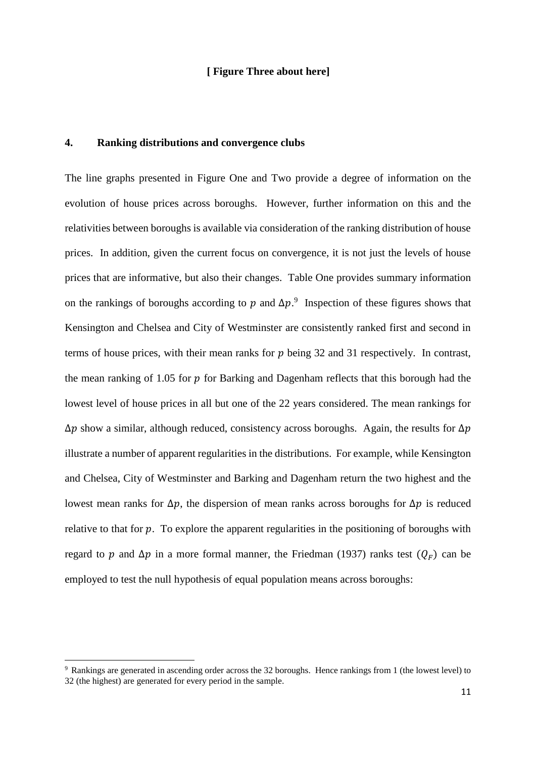**[ Figure Three about here]**

## 4. Ranking distributions and convergence clubs

The line graphs presented in Figure One and Two provide a degree of information on the evolution of house prices across boroughs. However, further information on this and the relativities between boroughs is available via consideration of the ranking distribution of house prices. In addition, given the current focus on convergence, it is not just the levels of house prices that are informative, but also their changes. Table One provides summary information on the rankings of boroughs according to $p$ and $\Delta p$.[9] Inspection of these figures shows that Kensington and Chelsea and City of Westminster are consistently ranked first and second in terms of house prices, with their mean ranks for $p$ being 32 and 31 respectively. In contrast, the mean ranking of 1.05 for $p$ for Barking and Dagenham reflects that this borough had the lowest level of house prices in all but one of the 22 years considered. The mean rankings for $\Delta p$ show a similar, although reduced, consistency across boroughs. Again, the results for $\Delta p$ illustrate a number of apparent regularities in the distributions. For example, while Kensington and Chelsea, City of Westminster and Barking and Dagenham return the two highest and the lowest mean ranks for $\Delta p$, the dispersion of mean ranks across boroughs for $\Delta p$ is reduced relative to that for $p$. To explore the apparent regularities in the positioning of boroughs with regard to $p$ and $\Delta p$ in a more formal manner, the Friedman (1937) ranks test $(Q_F)$ can be employed to test the null hypothesis of equal population means across boroughs:

---

[9] Rankings are generated in ascending order across the 32 boroughs. Hence rankings from 1 (the lowest level) to 32 (the highest) are generated for every period in the sample.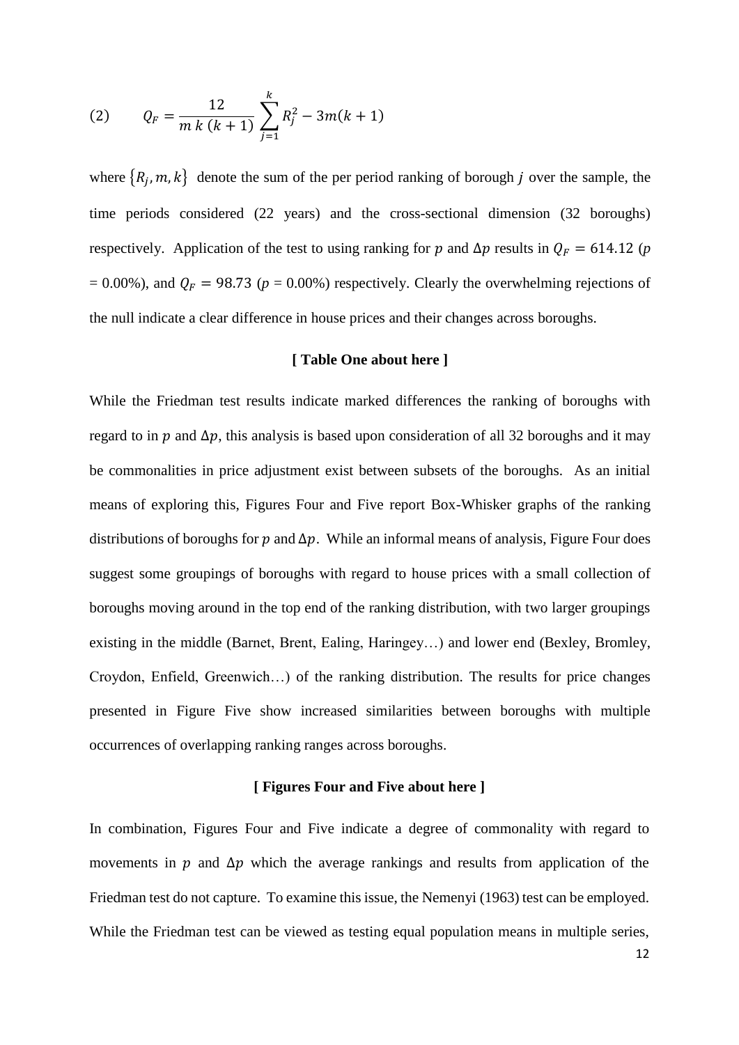$$(2) \qquad Q_F = \frac{12}{m\,k\,(k+1)} \sum_{j=1}^{k} R_j^2 - 3m(k+1)$$

where $\{R_j, m, k\}$ denote the sum of the per period ranking of borough $j$ over the sample, the time periods considered (22 years) and the cross-sectional dimension (32 boroughs) respectively. Application of the test to using ranking for $p$ and $\Delta p$ results in $Q_F = 614.12$ ($p$ = 0.00%), and $Q_F = 98.73$ ($p$ = 0.00%) respectively. Clearly the overwhelming rejections of the null indicate a clear difference in house prices and their changes across boroughs.

**[ Table One about here ]**

While the Friedman test results indicate marked differences the ranking of boroughs with regard to in $p$ and $\Delta p$, this analysis is based upon consideration of all 32 boroughs and it may be commonalities in price adjustment exist between subsets of the boroughs. As an initial means of exploring this, Figures Four and Five report Box-Whisker graphs of the ranking distributions of boroughs for $p$ and $\Delta p$. While an informal means of analysis, Figure Four does suggest some groupings of boroughs with regard to house prices with a small collection of boroughs moving around in the top end of the ranking distribution, with two larger groupings existing in the middle (Barnet, Brent, Ealing, Haringey…) and lower end (Bexley, Bromley, Croydon, Enfield, Greenwich…) of the ranking distribution. The results for price changes presented in Figure Five show increased similarities between boroughs with multiple occurrences of overlapping ranking ranges across boroughs.

**[ Figures Four and Five about here ]**

In combination, Figures Four and Five indicate a degree of commonality with regard to movements in $p$ and $\Delta p$ which the average rankings and results from application of the Friedman test do not capture. To examine this issue, the Nemenyi (1963) test can be employed. While the Friedman test can be viewed as testing equal population means in multiple series,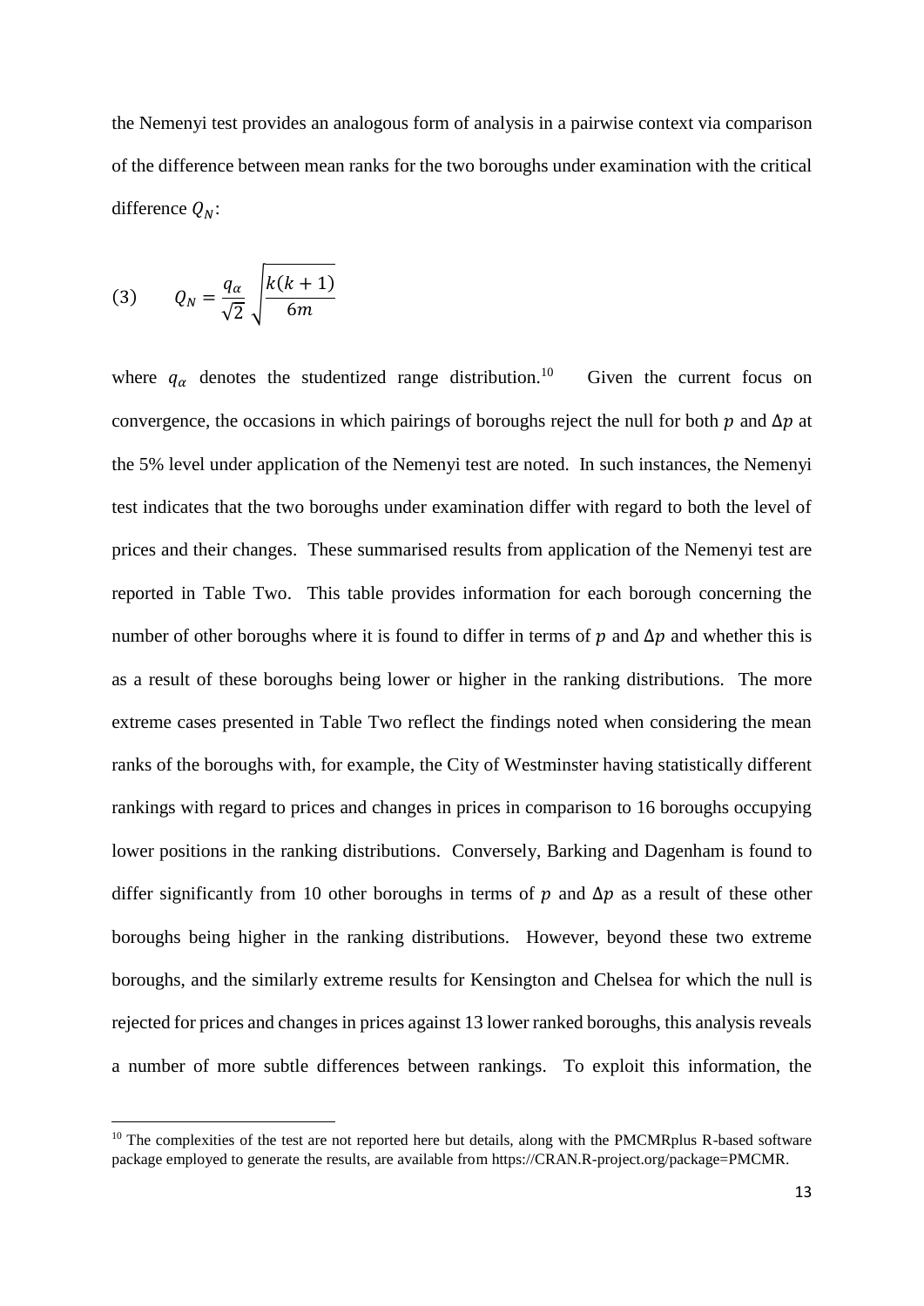the Nemenyi test provides an analogous form of analysis in a pairwise context via comparison of the difference between mean ranks for the two boroughs under examination with the critical difference $Q_N$:

$$(3) \qquad Q_N = \frac{q_\alpha}{\sqrt{2}} \sqrt{\frac{k(k+1)}{6m}}$$

where $q_\alpha$ denotes the studentized range distribution.[10] Given the current focus on convergence, the occasions in which pairings of boroughs reject the null for both $p$ and $\Delta p$ at the 5% level under application of the Nemenyi test are noted. In such instances, the Nemenyi test indicates that the two boroughs under examination differ with regard to both the level of prices and their changes. These summarised results from application of the Nemenyi test are reported in Table Two. This table provides information for each borough concerning the number of other boroughs where it is found to differ in terms of $p$ and $\Delta p$ and whether this is as a result of these boroughs being lower or higher in the ranking distributions. The more extreme cases presented in Table Two reflect the findings noted when considering the mean ranks of the boroughs with, for example, the City of Westminster having statistically different rankings with regard to prices and changes in prices in comparison to 16 boroughs occupying lower positions in the ranking distributions. Conversely, Barking and Dagenham is found to differ significantly from 10 other boroughs in terms of $p$ and $\Delta p$ as a result of these other boroughs being higher in the ranking distributions. However, beyond these two extreme boroughs, and the similarly extreme results for Kensington and Chelsea for which the null is rejected for prices and changes in prices against 13 lower ranked boroughs, this analysis reveals a number of more subtle differences between rankings. To exploit this information, the

[10] The complexities of the test are not reported here but details, along with the PMCMRplus R-based software package employed to generate the results, are available from https://CRAN.R-project.org/package=PMCMR.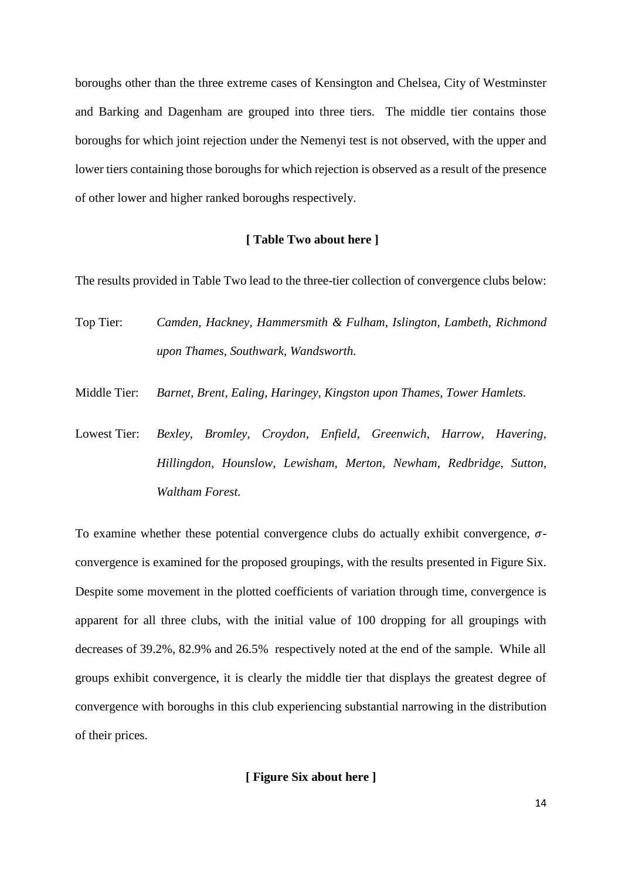boroughs other than the three extreme cases of Kensington and Chelsea, City of Westminster and Barking and Dagenham are grouped into three tiers. The middle tier contains those boroughs for which joint rejection under the Nemenyi test is not observed, with the upper and lower tiers containing those boroughs for which rejection is observed as a result of the presence of other lower and higher ranked boroughs respectively.

**[ Table Two about here ]**

The results provided in Table Two lead to the three-tier collection of convergence clubs below:

Top Tier: *Camden, Hackney, Hammersmith & Fulham, Islington, Lambeth, Richmond upon Thames, Southwark, Wandsworth.*

Middle Tier: *Barnet, Brent, Ealing, Haringey, Kingston upon Thames, Tower Hamlets.*

Lowest Tier: *Bexley, Bromley, Croydon, Enfield, Greenwich, Harrow, Havering, Hillingdon, Hounslow, Lewisham, Merton, Newham, Redbridge, Sutton, Waltham Forest.*

To examine whether these potential convergence clubs do actually exhibit convergence, $\sigma$-convergence is examined for the proposed groupings, with the results presented in Figure Six. Despite some movement in the plotted coefficients of variation through time, convergence is apparent for all three clubs, with the initial value of 100 dropping for all groupings with decreases of 39.2%, 82.9% and 26.5% respectively noted at the end of the sample. While all groups exhibit convergence, it is clearly the middle tier that displays the greatest degree of convergence with boroughs in this club experiencing substantial narrowing in the distribution of their prices.

**[ Figure Six about here ]**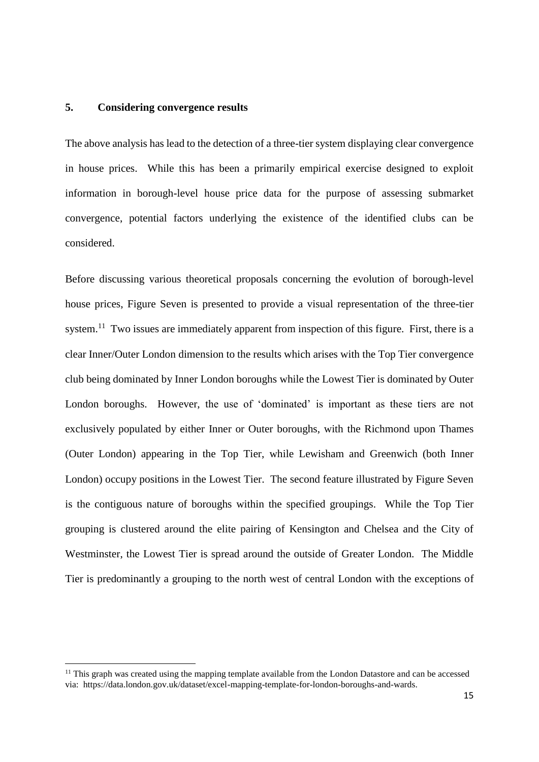## 5. Considering convergence results

The above analysis has lead to the detection of a three-tier system displaying clear convergence in house prices. While this has been a primarily empirical exercise designed to exploit information in borough-level house price data for the purpose of assessing submarket convergence, potential factors underlying the existence of the identified clubs can be considered.

Before discussing various theoretical proposals concerning the evolution of borough-level house prices, Figure Seven is presented to provide a visual representation of the three-tier system.[11] Two issues are immediately apparent from inspection of this figure. First, there is a clear Inner/Outer London dimension to the results which arises with the Top Tier convergence club being dominated by Inner London boroughs while the Lowest Tier is dominated by Outer London boroughs. However, the use of 'dominated' is important as these tiers are not exclusively populated by either Inner or Outer boroughs, with the Richmond upon Thames (Outer London) appearing in the Top Tier, while Lewisham and Greenwich (both Inner London) occupy positions in the Lowest Tier. The second feature illustrated by Figure Seven is the contiguous nature of boroughs within the specified groupings. While the Top Tier grouping is clustered around the elite pairing of Kensington and Chelsea and the City of Westminster, the Lowest Tier is spread around the outside of Greater London. The Middle Tier is predominantly a grouping to the north west of central London with the exceptions of

[11] This graph was created using the mapping template available from the London Datastore and can be accessed via: https://data.london.gov.uk/dataset/excel-mapping-template-for-london-boroughs-and-wards.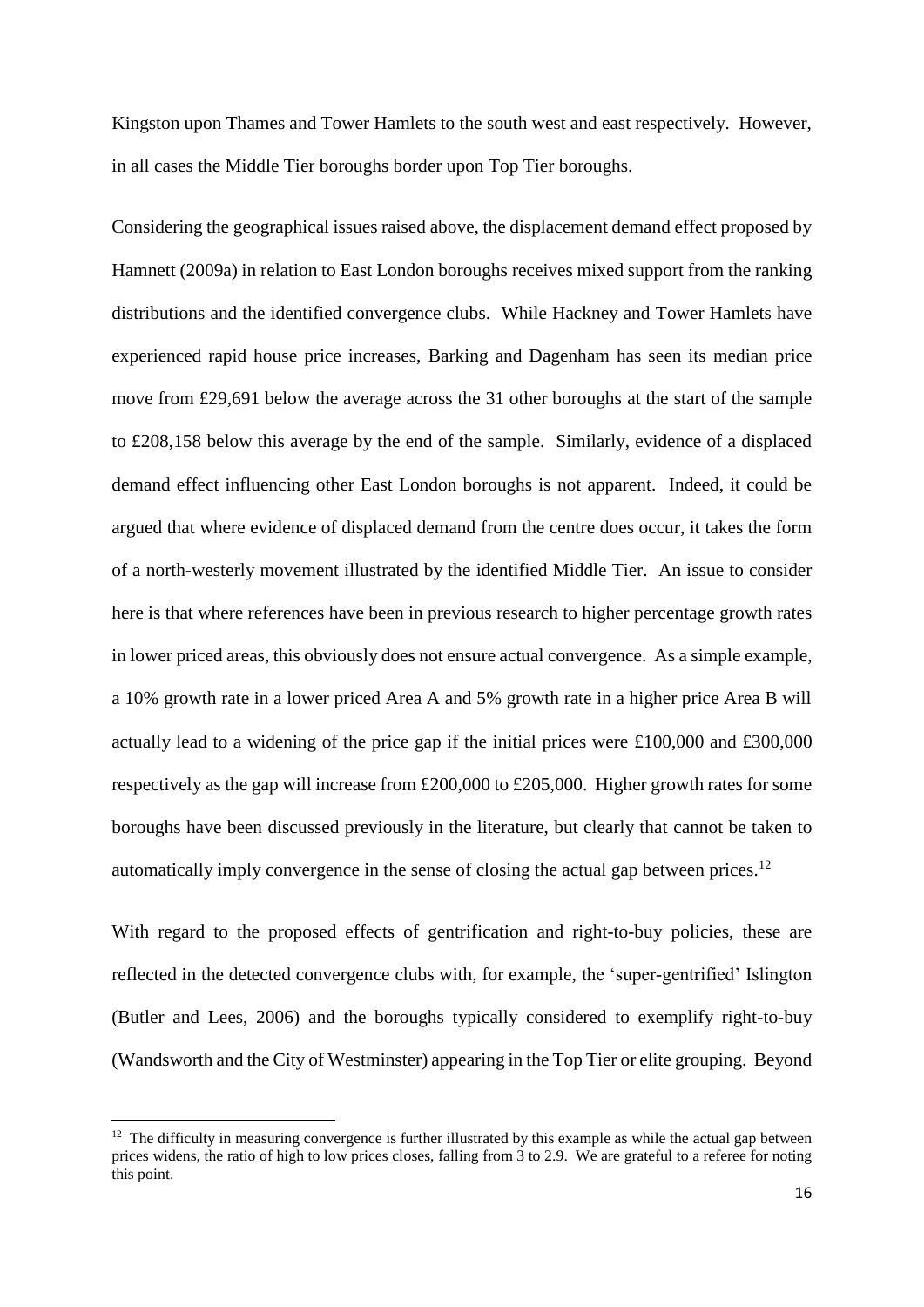Kingston upon Thames and Tower Hamlets to the south west and east respectively. However, in all cases the Middle Tier boroughs border upon Top Tier boroughs.

Considering the geographical issues raised above, the displacement demand effect proposed by Hamnett (2009a) in relation to East London boroughs receives mixed support from the ranking distributions and the identified convergence clubs. While Hackney and Tower Hamlets have experienced rapid house price increases, Barking and Dagenham has seen its median price move from £29,691 below the average across the 31 other boroughs at the start of the sample to £208,158 below this average by the end of the sample. Similarly, evidence of a displaced demand effect influencing other East London boroughs is not apparent. Indeed, it could be argued that where evidence of displaced demand from the centre does occur, it takes the form of a north-westerly movement illustrated by the identified Middle Tier. An issue to consider here is that where references have been in previous research to higher percentage growth rates in lower priced areas, this obviously does not ensure actual convergence. As a simple example, a 10% growth rate in a lower priced Area A and 5% growth rate in a higher price Area B will actually lead to a widening of the price gap if the initial prices were £100,000 and £300,000 respectively as the gap will increase from £200,000 to £205,000. Higher growth rates for some boroughs have been discussed previously in the literature, but clearly that cannot be taken to automatically imply convergence in the sense of closing the actual gap between prices.[12]

With regard to the proposed effects of gentrification and right-to-buy policies, these are reflected in the detected convergence clubs with, for example, the 'super-gentrified' Islington (Butler and Lees, 2006) and the boroughs typically considered to exemplify right-to-buy (Wandsworth and the City of Westminster) appearing in the Top Tier or elite grouping. Beyond

---

[12] The difficulty in measuring convergence is further illustrated by this example as while the actual gap between prices widens, the ratio of high to low prices closes, falling from 3 to 2.9. We are grateful to a referee for noting this point.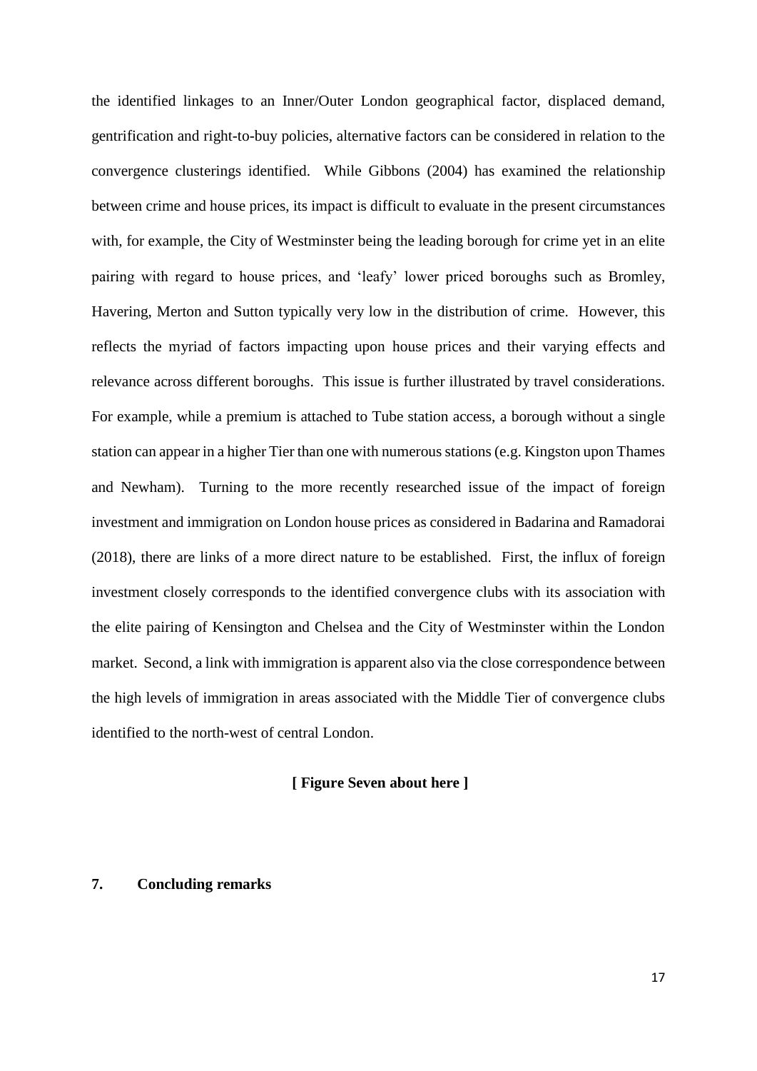the identified linkages to an Inner/Outer London geographical factor, displaced demand, gentrification and right-to-buy policies, alternative factors can be considered in relation to the convergence clusterings identified. While Gibbons (2004) has examined the relationship between crime and house prices, its impact is difficult to evaluate in the present circumstances with, for example, the City of Westminster being the leading borough for crime yet in an elite pairing with regard to house prices, and 'leafy' lower priced boroughs such as Bromley, Havering, Merton and Sutton typically very low in the distribution of crime. However, this reflects the myriad of factors impacting upon house prices and their varying effects and relevance across different boroughs. This issue is further illustrated by travel considerations. For example, while a premium is attached to Tube station access, a borough without a single station can appear in a higher Tier than one with numerous stations (e.g. Kingston upon Thames and Newham). Turning to the more recently researched issue of the impact of foreign investment and immigration on London house prices as considered in Badarina and Ramadorai (2018), there are links of a more direct nature to be established. First, the influx of foreign investment closely corresponds to the identified convergence clubs with its association with the elite pairing of Kensington and Chelsea and the City of Westminster within the London market. Second, a link with immigration is apparent also via the close correspondence between the high levels of immigration in areas associated with the Middle Tier of convergence clubs identified to the north-west of central London.

**[ Figure Seven about here ]**

## 7. Concluding remarks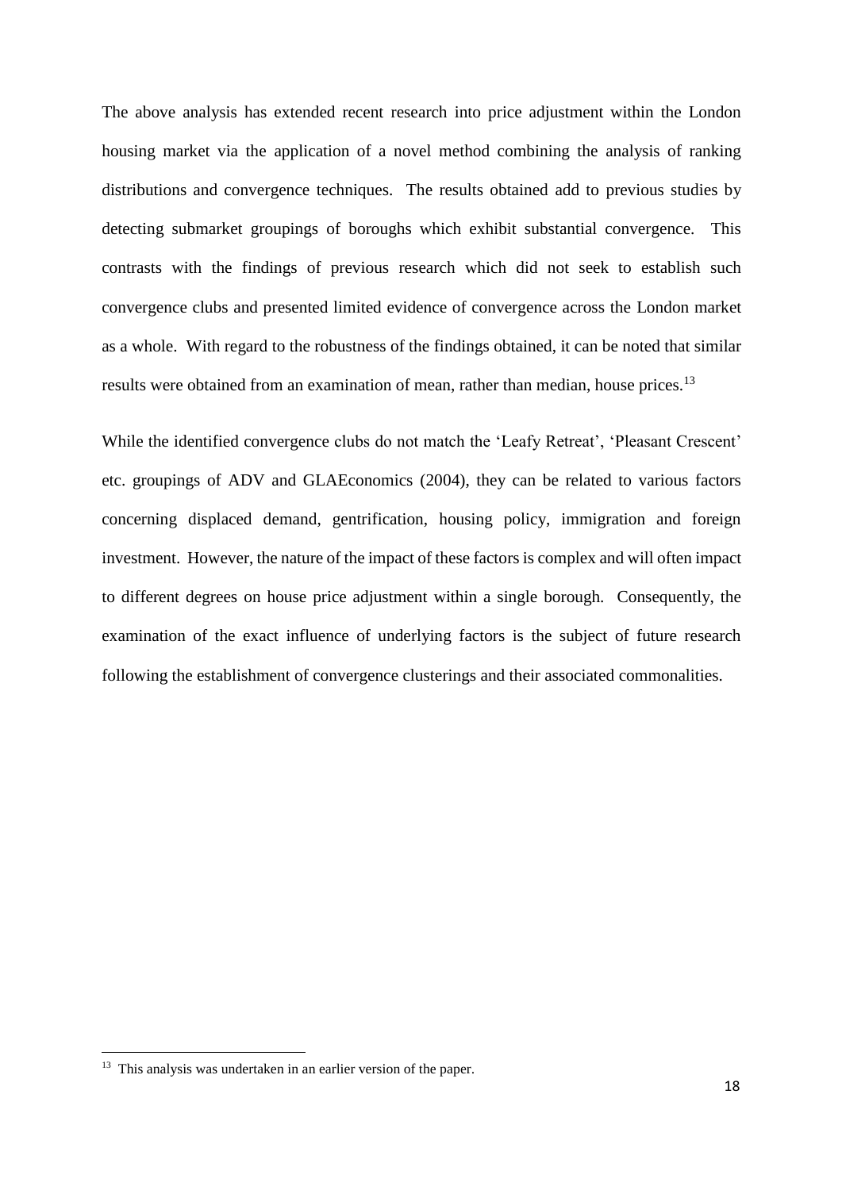The above analysis has extended recent research into price adjustment within the London housing market via the application of a novel method combining the analysis of ranking distributions and convergence techniques. The results obtained add to previous studies by detecting submarket groupings of boroughs which exhibit substantial convergence. This contrasts with the findings of previous research which did not seek to establish such convergence clubs and presented limited evidence of convergence across the London market as a whole. With regard to the robustness of the findings obtained, it can be noted that similar results were obtained from an examination of mean, rather than median, house prices.[13]

While the identified convergence clubs do not match the 'Leafy Retreat', 'Pleasant Crescent' etc. groupings of ADV and GLAEconomics (2004), they can be related to various factors concerning displaced demand, gentrification, housing policy, immigration and foreign investment. However, the nature of the impact of these factors is complex and will often impact to different degrees on house price adjustment within a single borough. Consequently, the examination of the exact influence of underlying factors is the subject of future research following the establishment of convergence clusterings and their associated commonalities.

[13] This analysis was undertaken in an earlier version of the paper.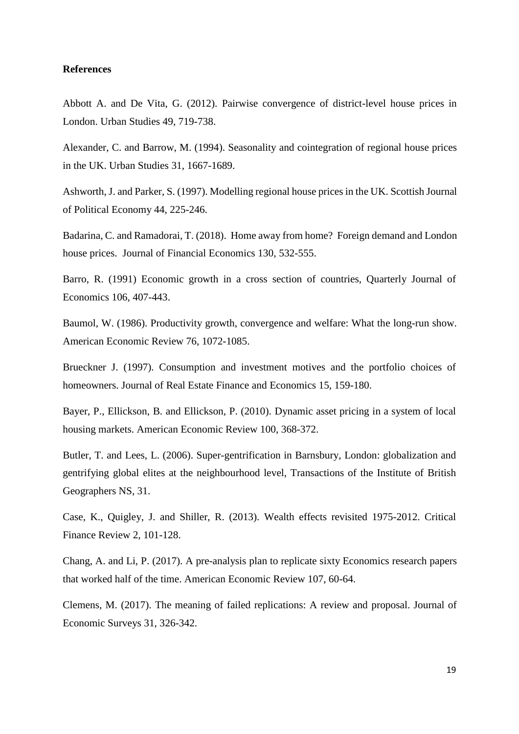**References**

Abbott A. and De Vita, G. (2012). Pairwise convergence of district-level house prices in London. Urban Studies 49, 719-738.

Alexander, C. and Barrow, M. (1994). Seasonality and cointegration of regional house prices in the UK. Urban Studies 31, 1667-1689.

Ashworth, J. and Parker, S. (1997). Modelling regional house prices in the UK. Scottish Journal of Political Economy 44, 225-246.

Badarina, C. and Ramadorai, T. (2018). Home away from home? Foreign demand and London house prices. Journal of Financial Economics 130, 532-555.

Barro, R. (1991) Economic growth in a cross section of countries, Quarterly Journal of Economics 106, 407-443.

Baumol, W. (1986). Productivity growth, convergence and welfare: What the long-run show. American Economic Review 76, 1072-1085.

Brueckner J. (1997). Consumption and investment motives and the portfolio choices of homeowners. Journal of Real Estate Finance and Economics 15, 159-180.

Bayer, P., Ellickson, B. and Ellickson, P. (2010). Dynamic asset pricing in a system of local housing markets. American Economic Review 100, 368-372.

Butler, T. and Lees, L. (2006). Super-gentrification in Barnsbury, London: globalization and gentrifying global elites at the neighbourhood level, Transactions of the Institute of British Geographers NS, 31.

Case, K., Quigley, J. and Shiller, R. (2013). Wealth effects revisited 1975-2012. Critical Finance Review 2, 101-128.

Chang, A. and Li, P. (2017). A pre-analysis plan to replicate sixty Economics research papers that worked half of the time. American Economic Review 107, 60-64.

Clemens, M. (2017). The meaning of failed replications: A review and proposal. Journal of Economic Surveys 31, 326-342.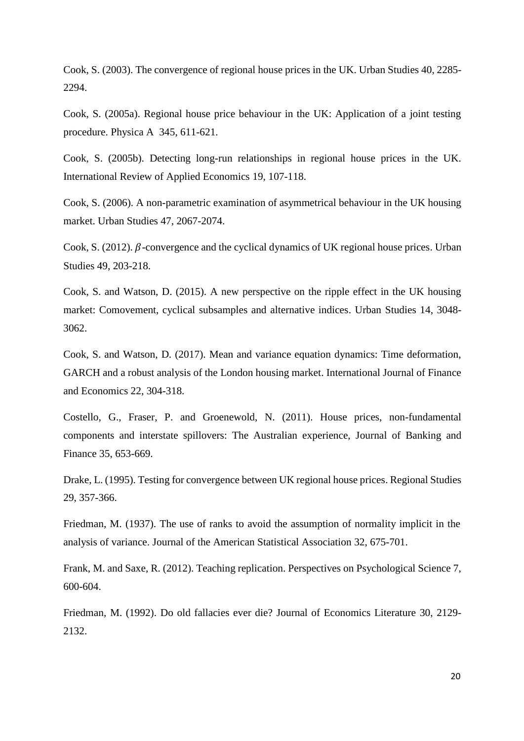Cook, S. (2003). The convergence of regional house prices in the UK. Urban Studies 40, 2285-2294.

Cook, S. (2005a). Regional house price behaviour in the UK: Application of a joint testing procedure. Physica A 345, 611-621.

Cook, S. (2005b). Detecting long-run relationships in regional house prices in the UK. International Review of Applied Economics 19, 107-118.

Cook, S. (2006). A non-parametric examination of asymmetrical behaviour in the UK housing market. Urban Studies 47, 2067-2074.

Cook, S. (2012). $\beta$-convergence and the cyclical dynamics of UK regional house prices. Urban Studies 49, 203-218.

Cook, S. and Watson, D. (2015). A new perspective on the ripple effect in the UK housing market: Comovement, cyclical subsamples and alternative indices. Urban Studies 14, 3048-3062.

Cook, S. and Watson, D. (2017). Mean and variance equation dynamics: Time deformation, GARCH and a robust analysis of the London housing market. International Journal of Finance and Economics 22, 304-318.

Costello, G., Fraser, P. and Groenewold, N. (2011). House prices, non-fundamental components and interstate spillovers: The Australian experience, Journal of Banking and Finance 35, 653-669.

Drake, L. (1995). Testing for convergence between UK regional house prices. Regional Studies 29, 357-366.

Friedman, M. (1937). The use of ranks to avoid the assumption of normality implicit in the analysis of variance. Journal of the American Statistical Association 32, 675-701.

Frank, M. and Saxe, R. (2012). Teaching replication. Perspectives on Psychological Science 7, 600-604.

Friedman, M. (1992). Do old fallacies ever die? Journal of Economics Literature 30, 2129-2132.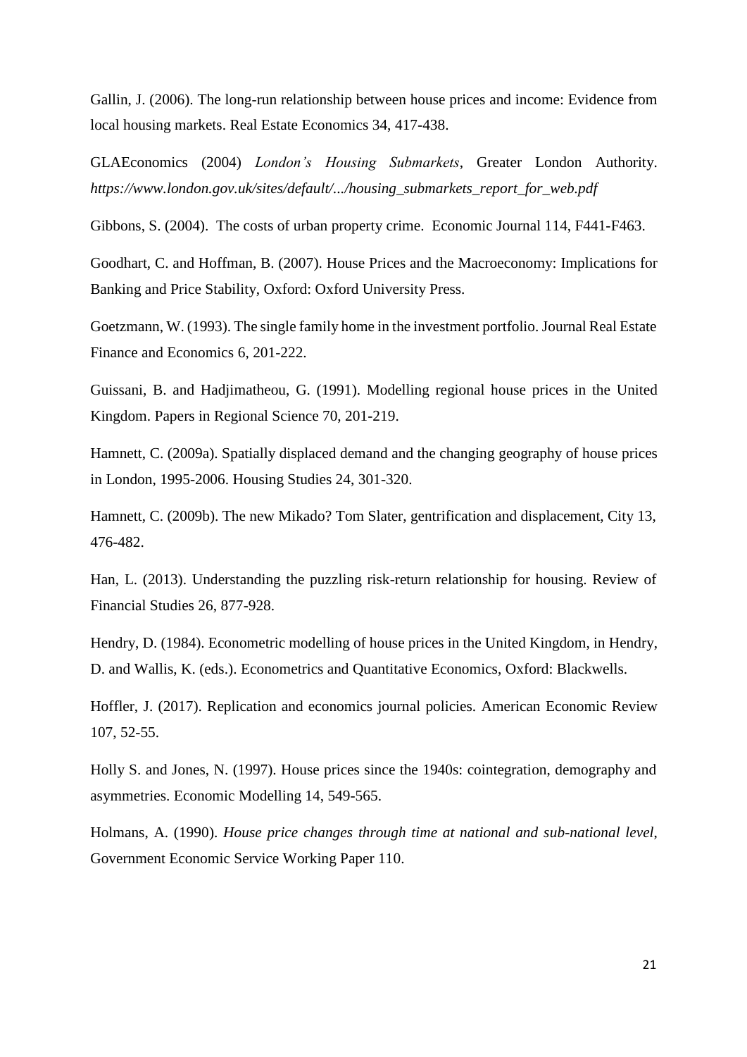Gallin, J. (2006). The long-run relationship between house prices and income: Evidence from local housing markets. Real Estate Economics 34, 417-438.

GLAEconomics (2004) *London's Housing Submarkets*, Greater London Authority. *https://www.london.gov.uk/sites/default/.../housing_submarkets_report_for_web.pdf*

Gibbons, S. (2004). The costs of urban property crime. Economic Journal 114, F441-F463.

Goodhart, C. and Hoffman, B. (2007). House Prices and the Macroeconomy: Implications for Banking and Price Stability, Oxford: Oxford University Press.

Goetzmann, W. (1993). The single family home in the investment portfolio. Journal Real Estate Finance and Economics 6, 201-222.

Guissani, B. and Hadjimatheou, G. (1991). Modelling regional house prices in the United Kingdom. Papers in Regional Science 70, 201-219.

Hamnett, C. (2009a). Spatially displaced demand and the changing geography of house prices in London, 1995-2006. Housing Studies 24, 301-320.

Hamnett, C. (2009b). The new Mikado? Tom Slater, gentrification and displacement, City 13, 476-482.

Han, L. (2013). Understanding the puzzling risk-return relationship for housing. Review of Financial Studies 26, 877-928.

Hendry, D. (1984). Econometric modelling of house prices in the United Kingdom, in Hendry, D. and Wallis, K. (eds.). Econometrics and Quantitative Economics, Oxford: Blackwells.

Hoffler, J. (2017). Replication and economics journal policies. American Economic Review 107, 52-55.

Holly S. and Jones, N. (1997). House prices since the 1940s: cointegration, demography and asymmetries. Economic Modelling 14, 549-565.

Holmans, A. (1990). *House price changes through time at national and sub-national level*, Government Economic Service Working Paper 110.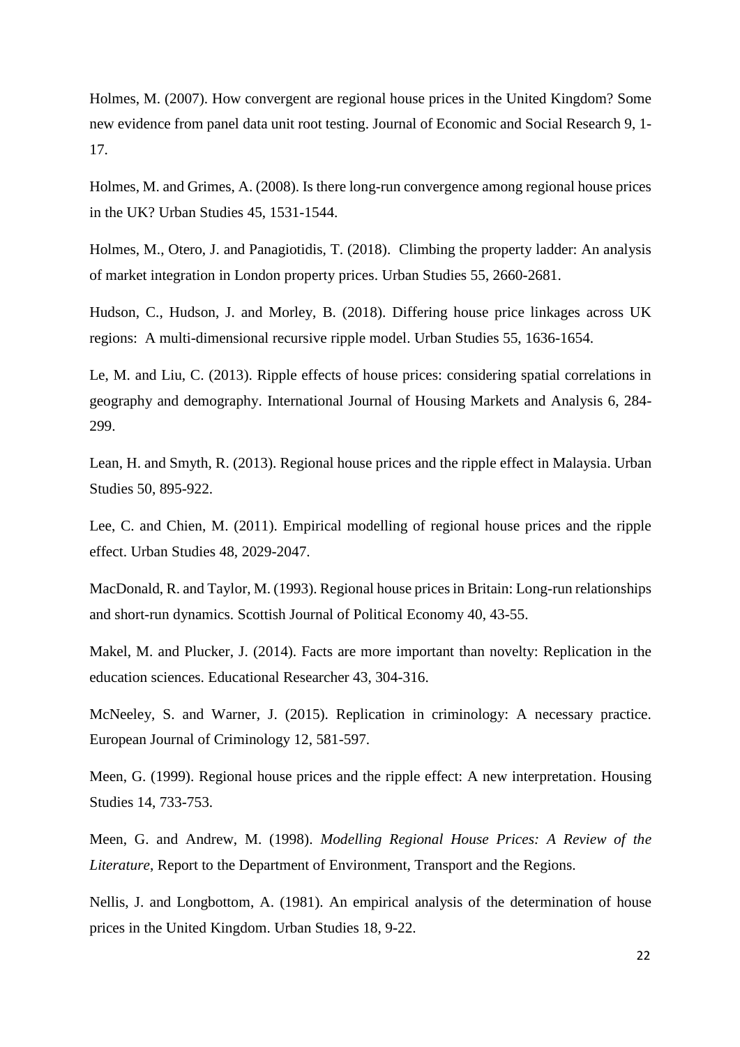Holmes, M. (2007). How convergent are regional house prices in the United Kingdom? Some new evidence from panel data unit root testing. Journal of Economic and Social Research 9, 1-17.

Holmes, M. and Grimes, A. (2008). Is there long-run convergence among regional house prices in the UK? Urban Studies 45, 1531-1544.

Holmes, M., Otero, J. and Panagiotidis, T. (2018). Climbing the property ladder: An analysis of market integration in London property prices. Urban Studies 55, 2660-2681.

Hudson, C., Hudson, J. and Morley, B. (2018). Differing house price linkages across UK regions: A multi-dimensional recursive ripple model. Urban Studies 55, 1636-1654.

Le, M. and Liu, C. (2013). Ripple effects of house prices: considering spatial correlations in geography and demography. International Journal of Housing Markets and Analysis 6, 284-299.

Lean, H. and Smyth, R. (2013). Regional house prices and the ripple effect in Malaysia. Urban Studies 50, 895-922.

Lee, C. and Chien, M. (2011). Empirical modelling of regional house prices and the ripple effect. Urban Studies 48, 2029-2047.

MacDonald, R. and Taylor, M. (1993). Regional house prices in Britain: Long-run relationships and short-run dynamics. Scottish Journal of Political Economy 40, 43-55.

Makel, M. and Plucker, J. (2014). Facts are more important than novelty: Replication in the education sciences. Educational Researcher 43, 304-316.

McNeeley, S. and Warner, J. (2015). Replication in criminology: A necessary practice. European Journal of Criminology 12, 581-597.

Meen, G. (1999). Regional house prices and the ripple effect: A new interpretation. Housing Studies 14, 733-753.

Meen, G. and Andrew, M. (1998). *Modelling Regional House Prices: A Review of the Literature*, Report to the Department of Environment, Transport and the Regions.

Nellis, J. and Longbottom, A. (1981). An empirical analysis of the determination of house prices in the United Kingdom. Urban Studies 18, 9-22.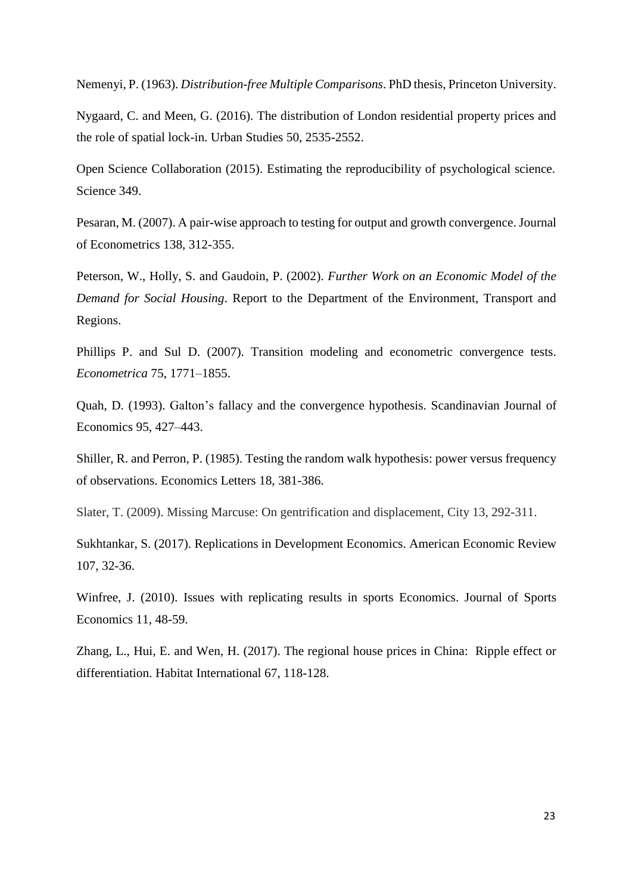Nemenyi, P. (1963). *Distribution-free Multiple Comparisons*. PhD thesis, Princeton University.

Nygaard, C. and Meen, G. (2016). The distribution of London residential property prices and the role of spatial lock-in. Urban Studies 50, 2535-2552.

Open Science Collaboration (2015). Estimating the reproducibility of psychological science. Science 349.

Pesaran, M. (2007). A pair-wise approach to testing for output and growth convergence. Journal of Econometrics 138, 312-355.

Peterson, W., Holly, S. and Gaudoin, P. (2002). *Further Work on an Economic Model of the Demand for Social Housing*. Report to the Department of the Environment, Transport and Regions.

Phillips P. and Sul D. (2007). Transition modeling and econometric convergence tests. *Econometrica* 75, 1771–1855.

Quah, D. (1993). Galton's fallacy and the convergence hypothesis. Scandinavian Journal of Economics 95, 427–443.

Shiller, R. and Perron, P. (1985). Testing the random walk hypothesis: power versus frequency of observations. Economics Letters 18, 381-386.

Slater, T. (2009). Missing Marcuse: On gentrification and displacement, City 13, 292-311.

Sukhtankar, S. (2017). Replications in Development Economics. American Economic Review 107, 32-36.

Winfree, J. (2010). Issues with replicating results in sports Economics. Journal of Sports Economics 11, 48-59.

Zhang, L., Hui, E. and Wen, H. (2017). The regional house prices in China: Ripple effect or differentiation. Habitat International 67, 118-128.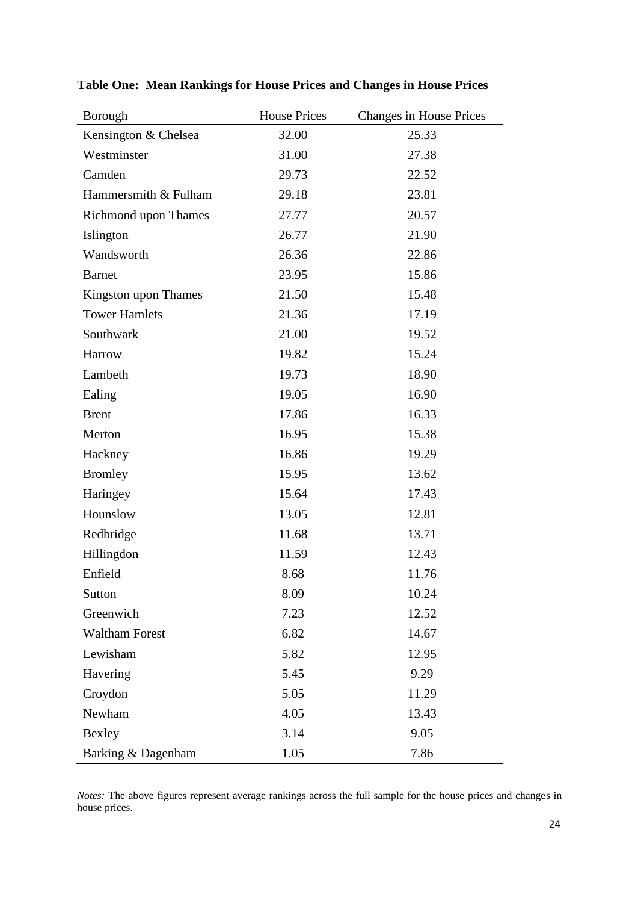**Table One: Mean Rankings for House Prices and Changes in House Prices**

| Borough | House Prices | Changes in House Prices |
|---|---|---|
| Kensington & Chelsea | 32.00 | 25.33 |
| Westminster | 31.00 | 27.38 |
| Camden | 29.73 | 22.52 |
| Hammersmith & Fulham | 29.18 | 23.81 |
| Richmond upon Thames | 27.77 | 20.57 |
| Islington | 26.77 | 21.90 |
| Wandsworth | 26.36 | 22.86 |
| Barnet | 23.95 | 15.86 |
| Kingston upon Thames | 21.50 | 15.48 |
| Tower Hamlets | 21.36 | 17.19 |
| Southwark | 21.00 | 19.52 |
| Harrow | 19.82 | 15.24 |
| Lambeth | 19.73 | 18.90 |
| Ealing | 19.05 | 16.90 |
| Brent | 17.86 | 16.33 |
| Merton | 16.95 | 15.38 |
| Hackney | 16.86 | 19.29 |
| Bromley | 15.95 | 13.62 |
| Haringey | 15.64 | 17.43 |
| Hounslow | 13.05 | 12.81 |
| Redbridge | 11.68 | 13.71 |
| Hillingdon | 11.59 | 12.43 |
| Enfield | 8.68 | 11.76 |
| Sutton | 8.09 | 10.24 |
| Greenwich | 7.23 | 12.52 |
| Waltham Forest | 6.82 | 14.67 |
| Lewisham | 5.82 | 12.95 |
| Havering | 5.45 | 9.29 |
| Croydon | 5.05 | 11.29 |
| Newham | 4.05 | 13.43 |
| Bexley | 3.14 | 9.05 |
| Barking & Dagenham | 1.05 | 7.86 |

*Notes:* The above figures represent average rankings across the full sample for the house prices and changes in house prices.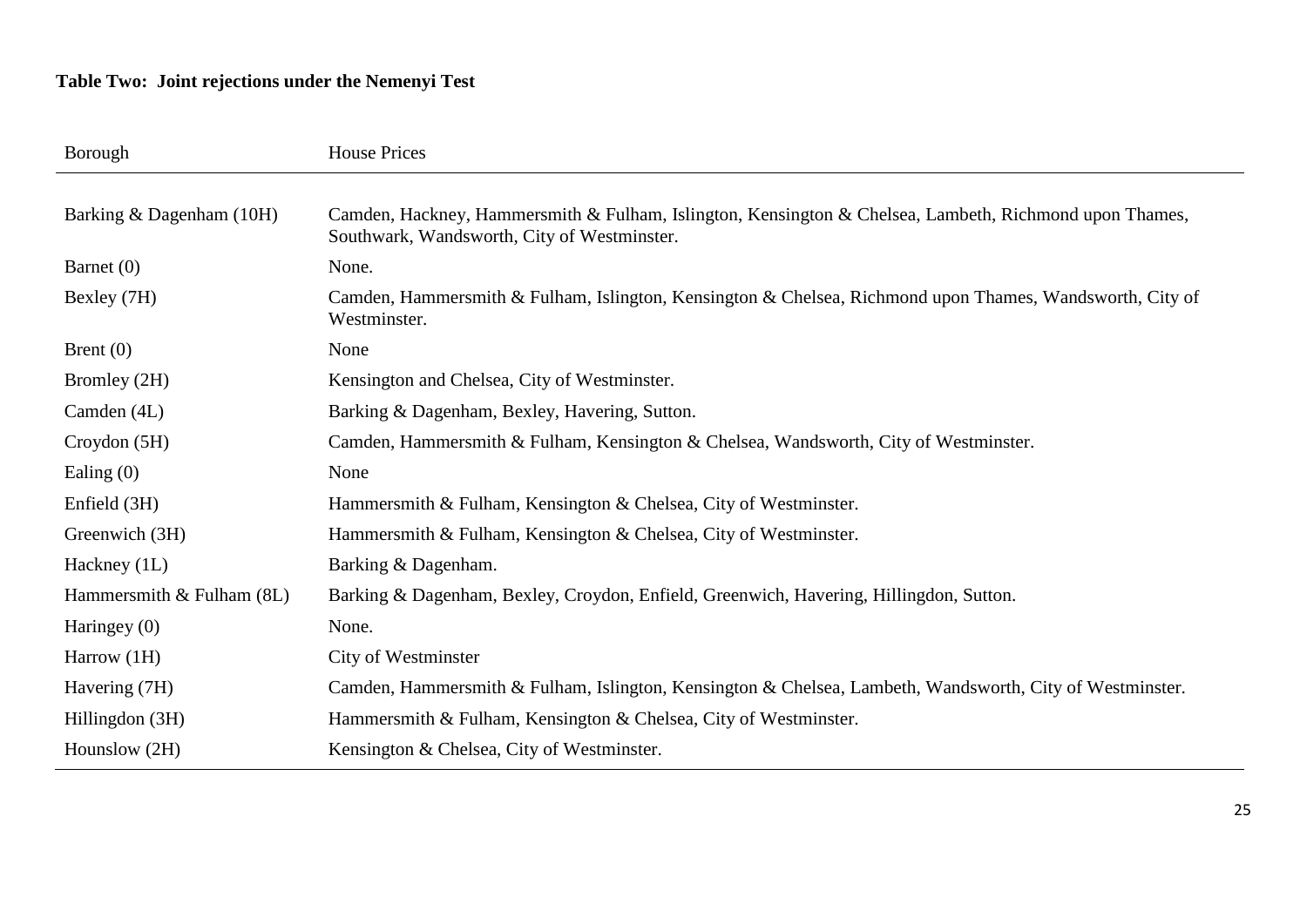**Table Two: Joint rejections under the Nemenyi Test**

| Borough | House Prices |
|---|---|
| Barking & Dagenham (10H) | Camden, Hackney, Hammersmith & Fulham, Islington, Kensington & Chelsea, Lambeth, Richmond upon Thames, Southwark, Wandsworth, City of Westminster. |
| Barnet (0) | None. |
| Bexley (7H) | Camden, Hammersmith & Fulham, Islington, Kensington & Chelsea, Richmond upon Thames, Wandsworth, City of Westminster. |
| Brent (0) | None |
| Bromley (2H) | Kensington and Chelsea, City of Westminster. |
| Camden (4L) | Barking & Dagenham, Bexley, Havering, Sutton. |
| Croydon (5H) | Camden, Hammersmith & Fulham, Kensington & Chelsea, Wandsworth, City of Westminster. |
| Ealing (0) | None |
| Enfield (3H) | Hammersmith & Fulham, Kensington & Chelsea, City of Westminster. |
| Greenwich (3H) | Hammersmith & Fulham, Kensington & Chelsea, City of Westminster. |
| Hackney (1L) | Barking & Dagenham. |
| Hammersmith & Fulham (8L) | Barking & Dagenham, Bexley, Croydon, Enfield, Greenwich, Havering, Hillingdon, Sutton. |
| Haringey (0) | None. |
| Harrow (1H) | City of Westminster |
| Havering (7H) | Camden, Hammersmith & Fulham, Islington, Kensington & Chelsea, Lambeth, Wandsworth, City of Westminster. |
| Hillingdon (3H) | Hammersmith & Fulham, Kensington & Chelsea, City of Westminster. |
| Hounslow (2H) | Kensington & Chelsea, City of Westminster. |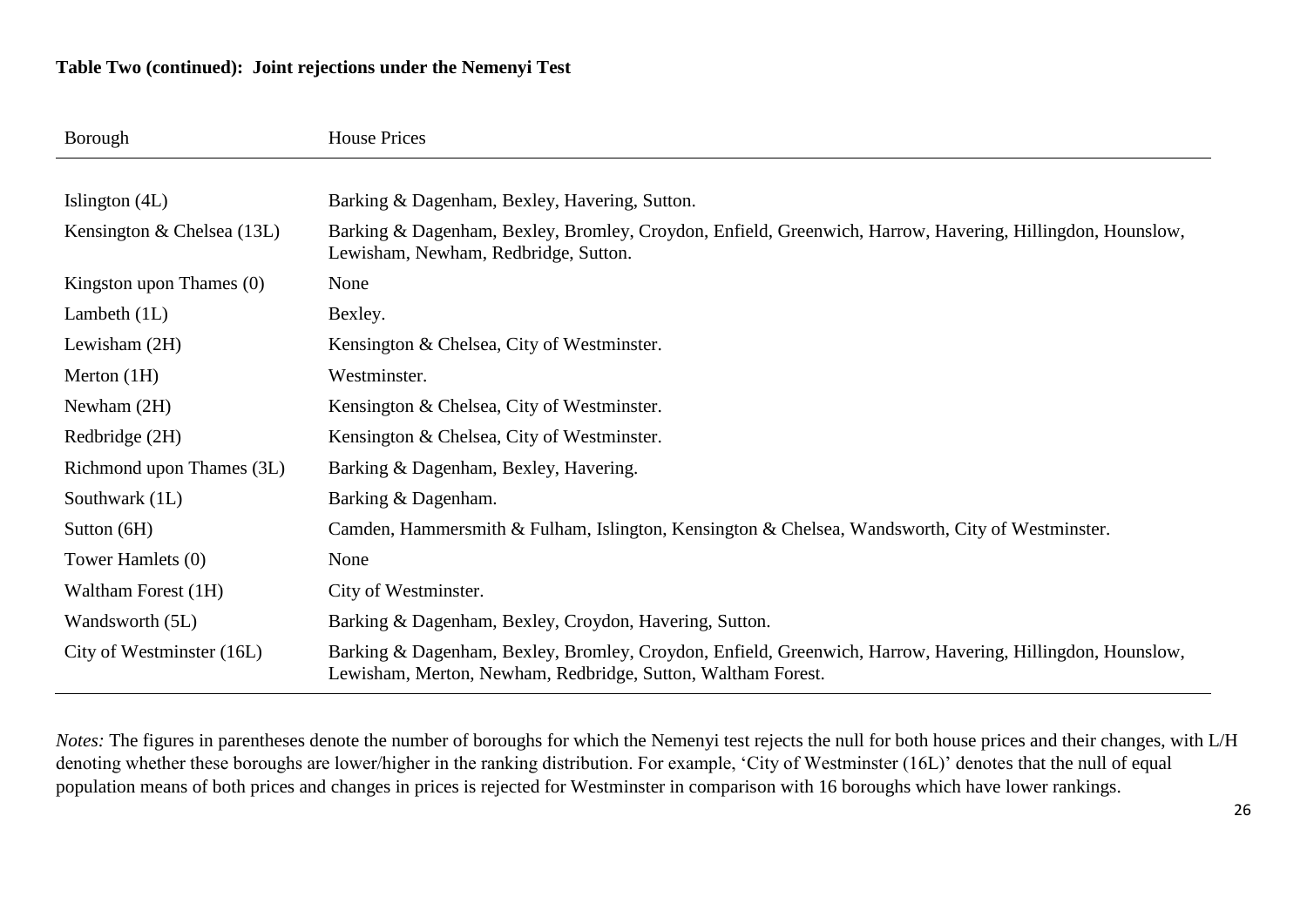**Table Two (continued): Joint rejections under the Nemenyi Test**

| Borough | House Prices |
|---|---|
| Islington (4L) | Barking & Dagenham, Bexley, Havering, Sutton. |
| Kensington & Chelsea (13L) | Barking & Dagenham, Bexley, Bromley, Croydon, Enfield, Greenwich, Harrow, Havering, Hillingdon, Hounslow, Lewisham, Newham, Redbridge, Sutton. |
| Kingston upon Thames (0) | None |
| Lambeth (1L) | Bexley. |
| Lewisham (2H) | Kensington & Chelsea, City of Westminster. |
| Merton (1H) | Westminster. |
| Newham (2H) | Kensington & Chelsea, City of Westminster. |
| Redbridge (2H) | Kensington & Chelsea, City of Westminster. |
| Richmond upon Thames (3L) | Barking & Dagenham, Bexley, Havering. |
| Southwark (1L) | Barking & Dagenham. |
| Sutton (6H) | Camden, Hammersmith & Fulham, Islington, Kensington & Chelsea, Wandsworth, City of Westminster. |
| Tower Hamlets (0) | None |
| Waltham Forest (1H) | City of Westminster. |
| Wandsworth (5L) | Barking & Dagenham, Bexley, Croydon, Havering, Sutton. |
| City of Westminster (16L) | Barking & Dagenham, Bexley, Bromley, Croydon, Enfield, Greenwich, Harrow, Havering, Hillingdon, Hounslow, Lewisham, Merton, Newham, Redbridge, Sutton, Waltham Forest. |

*Notes:* The figures in parentheses denote the number of boroughs for which the Nemenyi test rejects the null for both house prices and their changes, with L/H denoting whether these boroughs are lower/higher in the ranking distribution. For example, 'City of Westminster (16L)' denotes that the null of equal population means of both prices and changes in prices is rejected for Westminster in comparison with 16 boroughs which have lower rankings.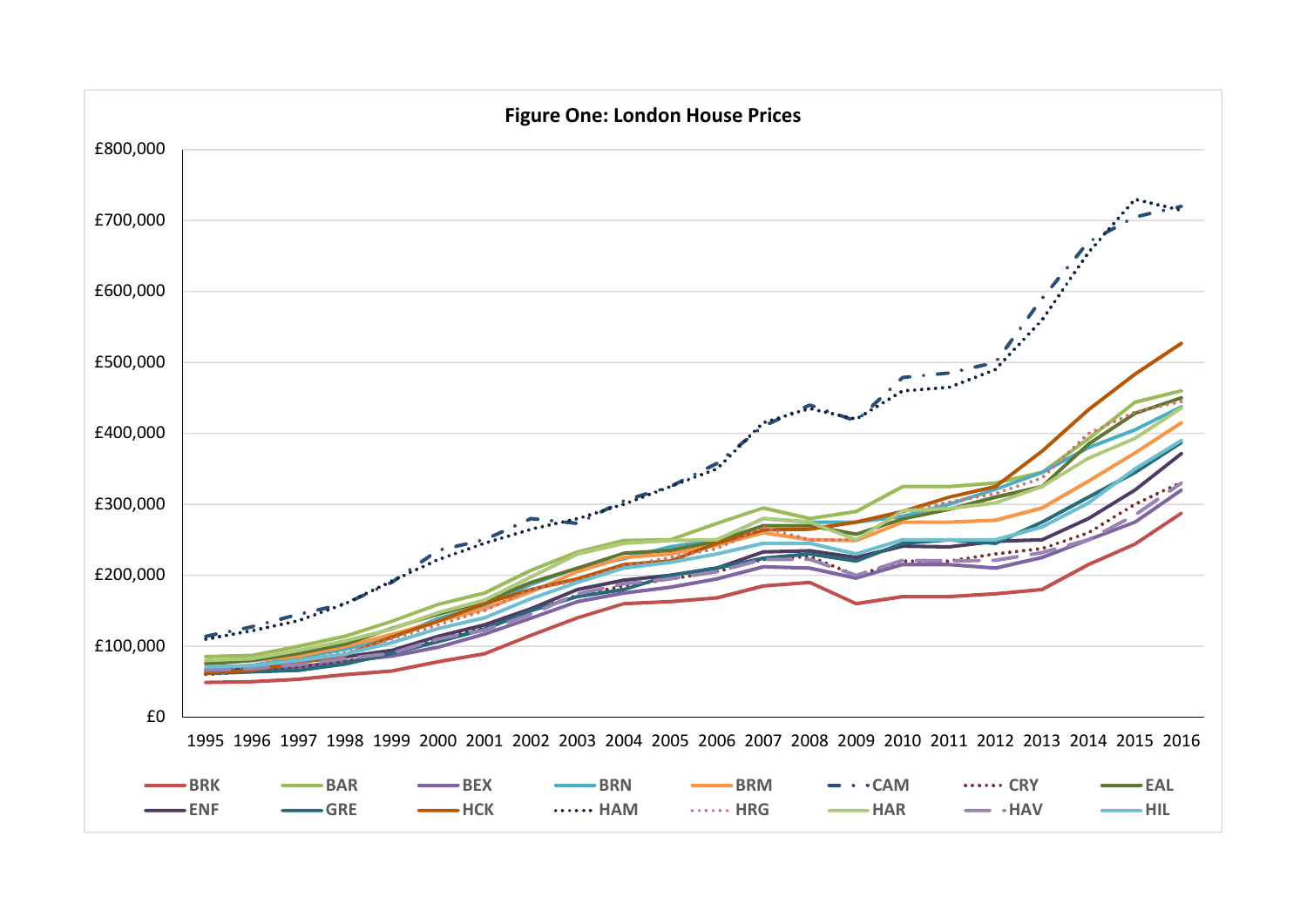**Figure One: London House Prices**

£800,000
£700,000
£600,000
£500,000
£400,000
£300,000
£200,000
£100,000
£0

1995 1996 1997 1998 1999 2000 2001 2002 2003 2004 2005 2006 2007 2008 2009 2010 2011 2012 2013 2014 2015 2016

BRK BAR BEX BRN BRM CAM CRY EAL
ENF GRE HCK HAM HRG HAR HAV HIL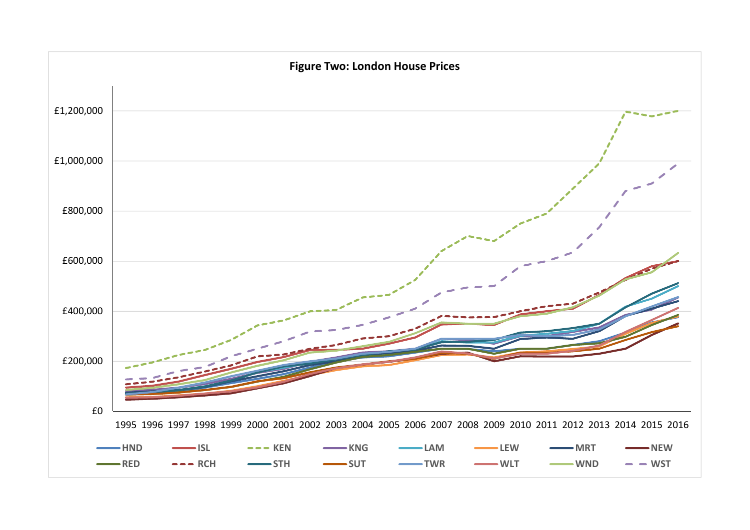**Figure Two: London House Prices**

£1,200,000
£1,000,000
£800,000
£600,000
£400,000
£200,000
£0

1995 1996 1997 1998 1999 2000 2001 2002 2003 2004 2005 2006 2007 2008 2009 2010 2011 2012 2013 2014 2015 2016

HND ISL KEN KNG LAM LEW MRT NEW RED RCH STH SUT TWR WLT WND WST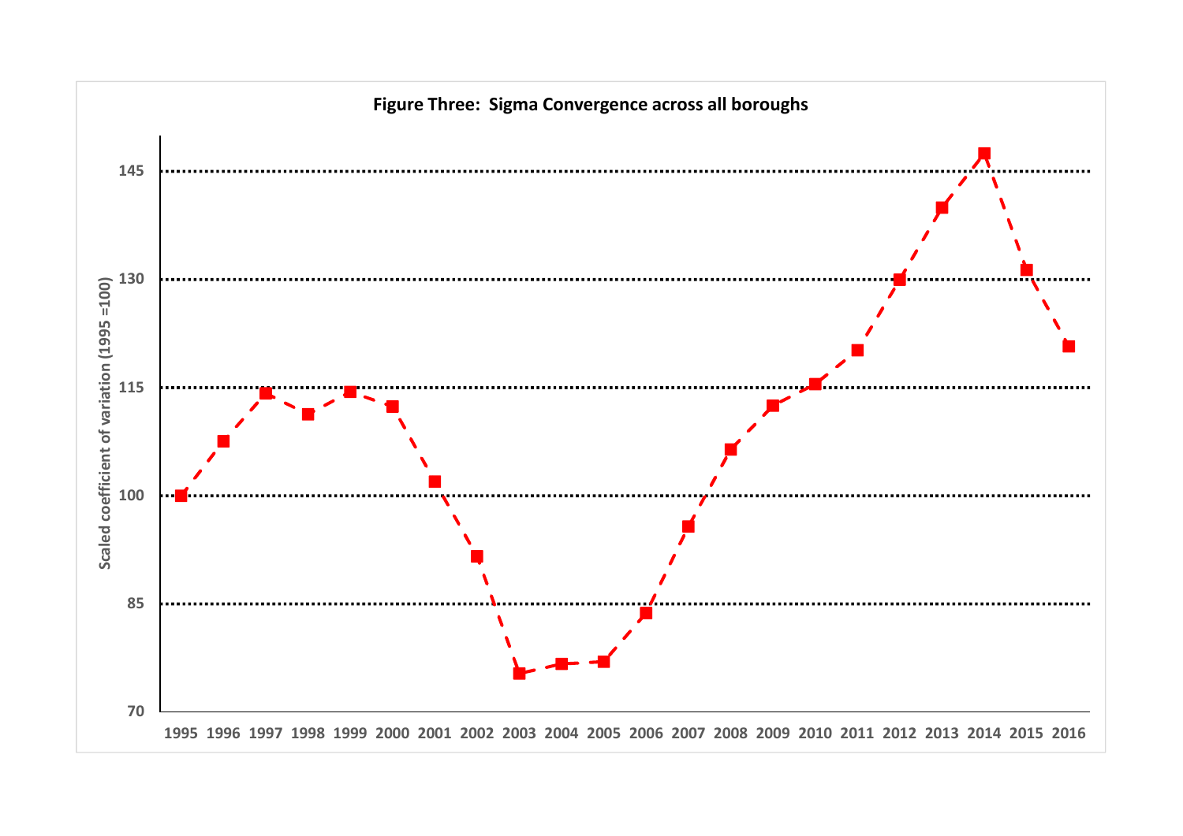**Figure Three: Sigma Convergence across all boroughs**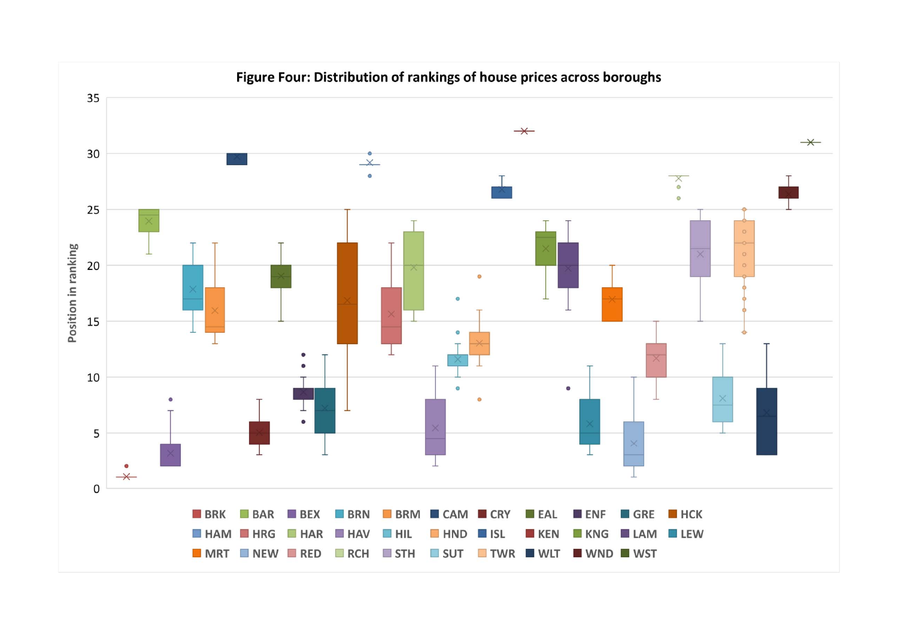**Figure Four: Distribution of rankings of house prices across boroughs**

Position in ranking

BRK BAR BEX BRN BRM CAM CRY EAL ENF GRE HCK HAM HRG HAR HAV HIL HND ISL KEN KNG LAM LEW MRT NEW RED RCH STH SUT TWR WLT WND WST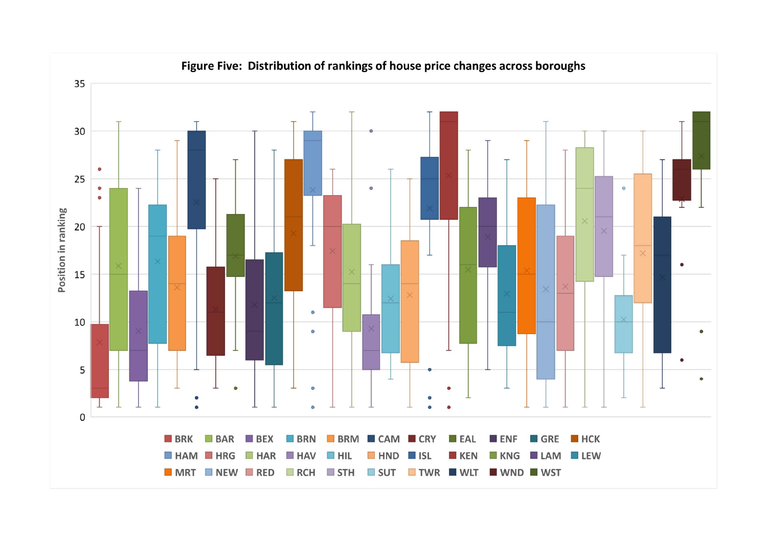**Figure Five: Distribution of rankings of house price changes across boroughs**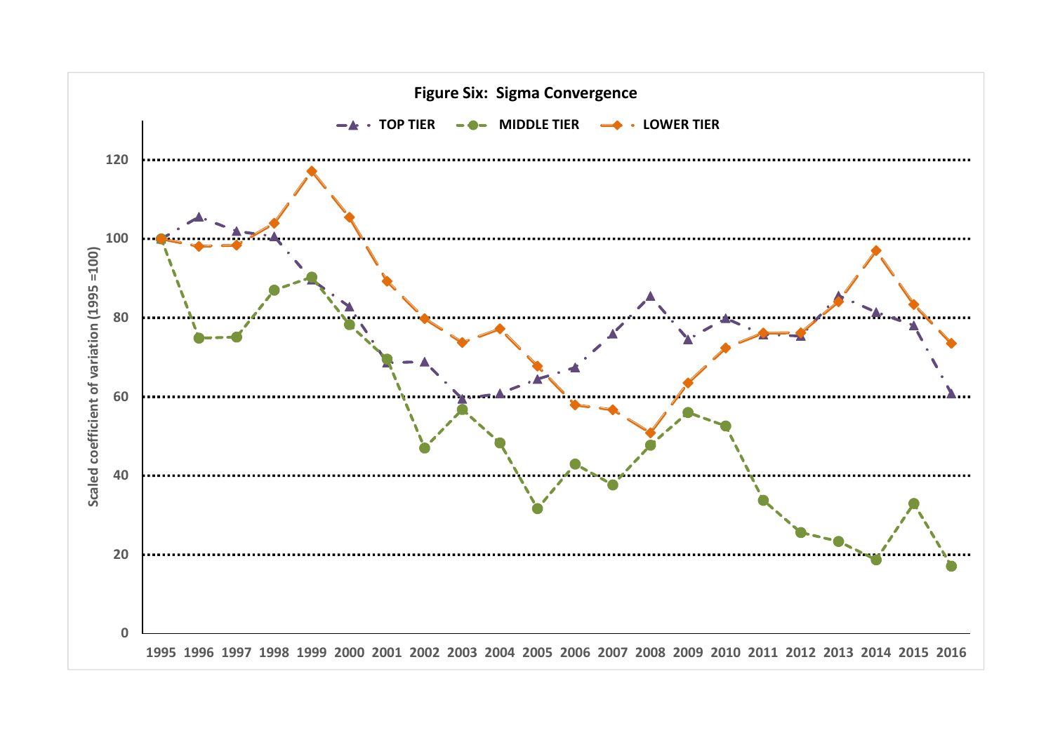**Figure Six: Sigma Convergence**

TOP TIER — MIDDLE TIER — LOWER TIER

Scaled coefficient of variation (1995 =100)

1995 1996 1997 1998 1999 2000 2001 2002 2003 2004 2005 2006 2007 2008 2009 2010 2011 2012 2013 2014 2015 2016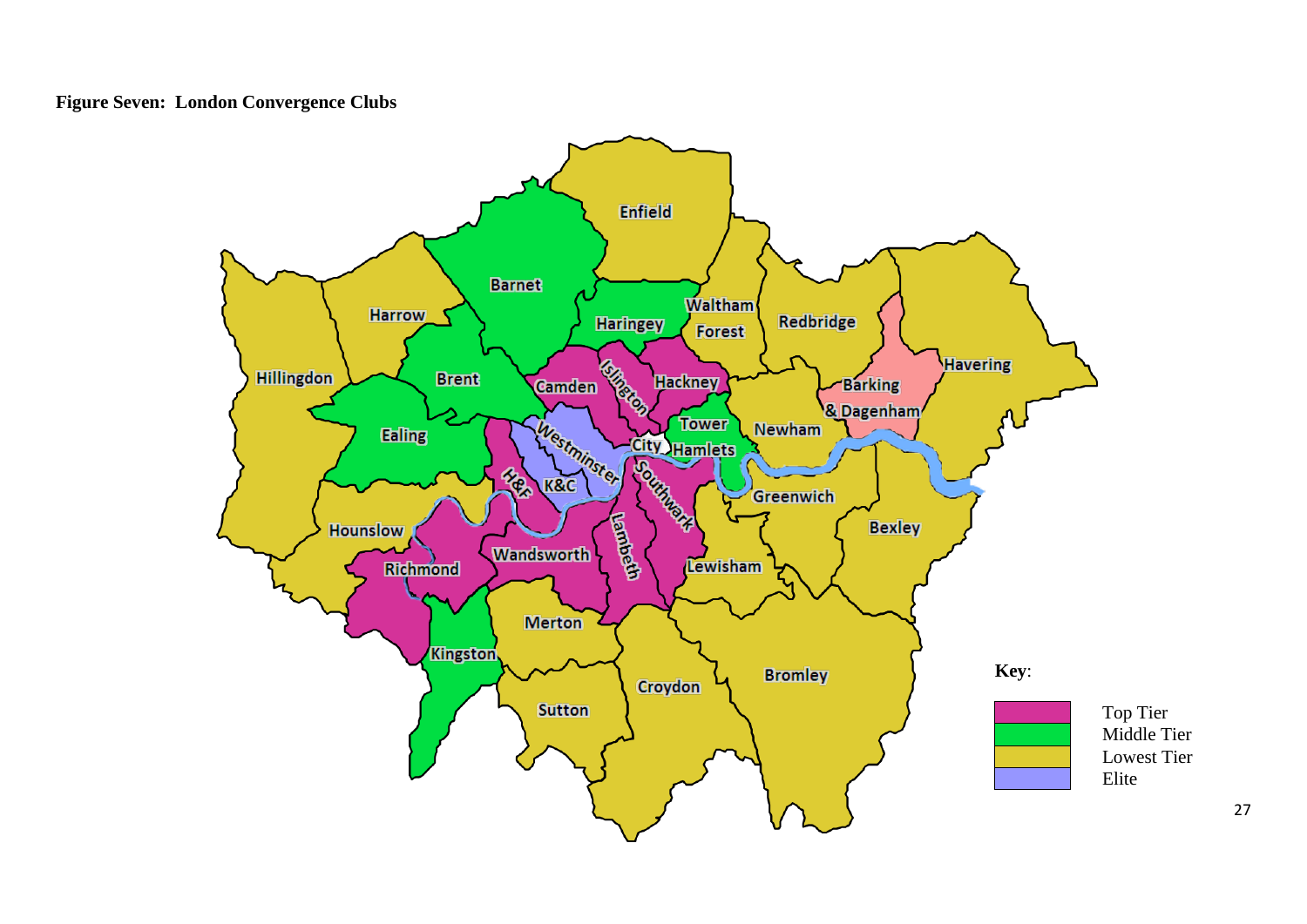**Figure Seven: London Convergence Clubs**

Enfield
Barnet
Harrow
Haringey
Waltham Forest
Redbridge
Hillingdon
Brent
Camden
Islington
Hackney
Havering
Barking & Dagenham
Ealing
Tower Hamlets
Newham
City
Westminster
H&F
K&C
Southwark
Greenwich
Hounslow
Lambeth
Bexley
Wandsworth
Richmond
Lewisham
Merton
Kingston
Bromley
Croydon
Sutton

**Key**:

Top Tier
Middle Tier
Lowest Tier
Elite